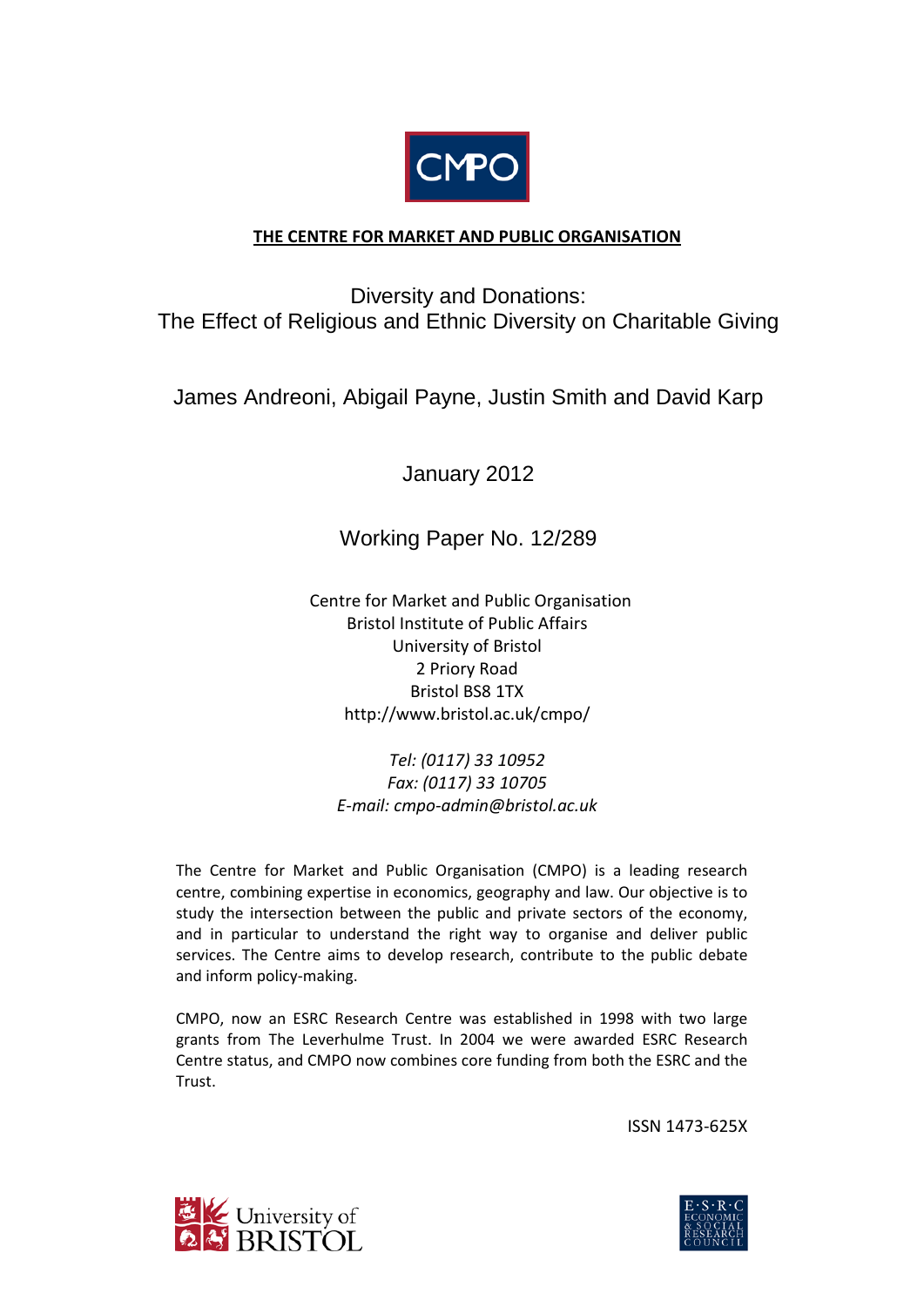CMPO

**THE CENTRE FOR MARKET AND PUBLIC ORGANISATION**

# Diversity and Donations: The Effect of Religious and Ethnic Diversity on Charitable Giving

James Andreoni, Abigail Payne, Justin Smith and David Karp

January 2012

Working Paper No. 12/289

Centre for Market and Public Organisation
Bristol Institute of Public Affairs
University of Bristol
2 Priory Road
Bristol BS8 1TX
http://www.bristol.ac.uk/cmpo/

*Tel: (0117) 33 10952*
*Fax: (0117) 33 10705*
*E-mail: cmpo-admin@bristol.ac.uk*

The Centre for Market and Public Organisation (CMPO) is a leading research centre, combining expertise in economics, geography and law. Our objective is to study the intersection between the public and private sectors of the economy, and in particular to understand the right way to organise and deliver public services. The Centre aims to develop research, contribute to the public debate and inform policy-making.

CMPO, now an ESRC Research Centre was established in 1998 with two large grants from The Leverhulme Trust. In 2004 we were awarded ESRC Research Centre status, and CMPO now combines core funding from both the ESRC and the Trust.

ISSN 1473-625X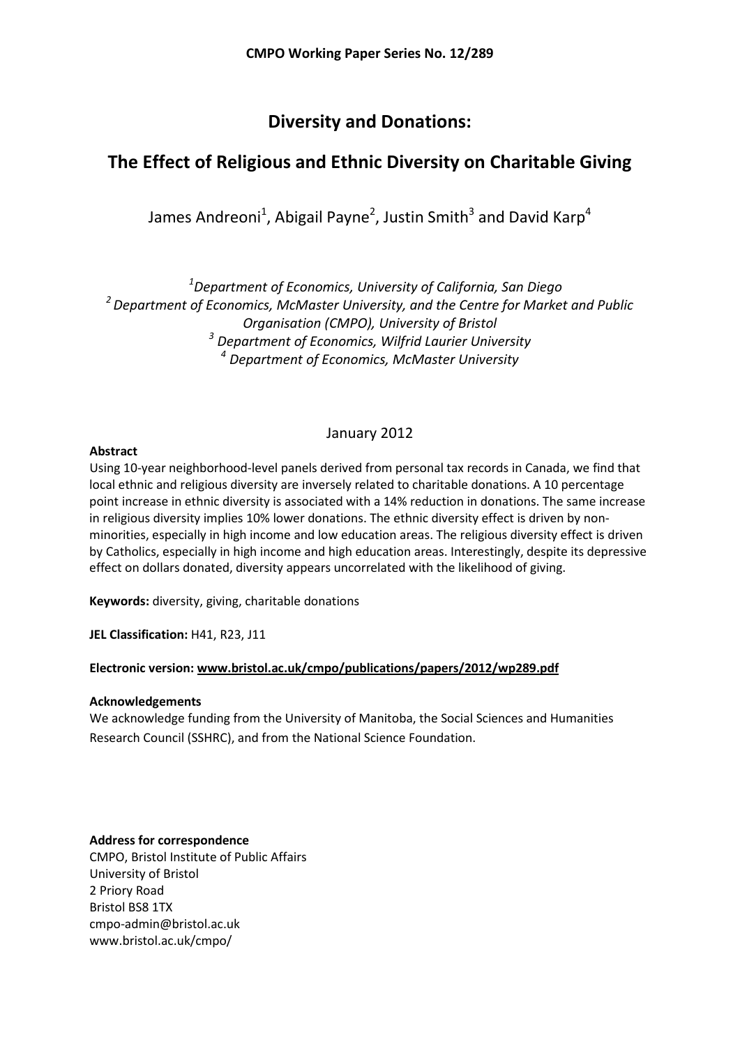**CMPO Working Paper Series No. 12/289**

# Diversity and Donations:

# The Effect of Religious and Ethnic Diversity on Charitable Giving

James Andreoni[1], Abigail Payne[2], Justin Smith[3] and David Karp[4]

*[1]Department of Economics, University of California, San Diego*
*[2] Department of Economics, McMaster University, and the Centre for Market and Public Organisation (CMPO), University of Bristol*
*[3] Department of Economics, Wilfrid Laurier University*
*[4] Department of Economics, McMaster University*

January 2012

**Abstract**

Using 10-year neighborhood-level panels derived from personal tax records in Canada, we find that local ethnic and religious diversity are inversely related to charitable donations. A 10 percentage point increase in ethnic diversity is associated with a 14% reduction in donations. The same increase in religious diversity implies 10% lower donations. The ethnic diversity effect is driven by non-minorities, especially in high income and low education areas. The religious diversity effect is driven by Catholics, especially in high income and high education areas. Interestingly, despite its depressive effect on dollars donated, diversity appears uncorrelated with the likelihood of giving.

**Keywords:** diversity, giving, charitable donations

**JEL Classification:** H41, R23, J11

**Electronic version: www.bristol.ac.uk/cmpo/publications/papers/2012/wp289.pdf**

**Acknowledgements**

We acknowledge funding from the University of Manitoba, the Social Sciences and Humanities Research Council (SSHRC), and from the National Science Foundation.

**Address for correspondence**

CMPO, Bristol Institute of Public Affairs
University of Bristol
2 Priory Road
Bristol BS8 1TX
cmpo-admin@bristol.ac.uk
www.bristol.ac.uk/cmpo/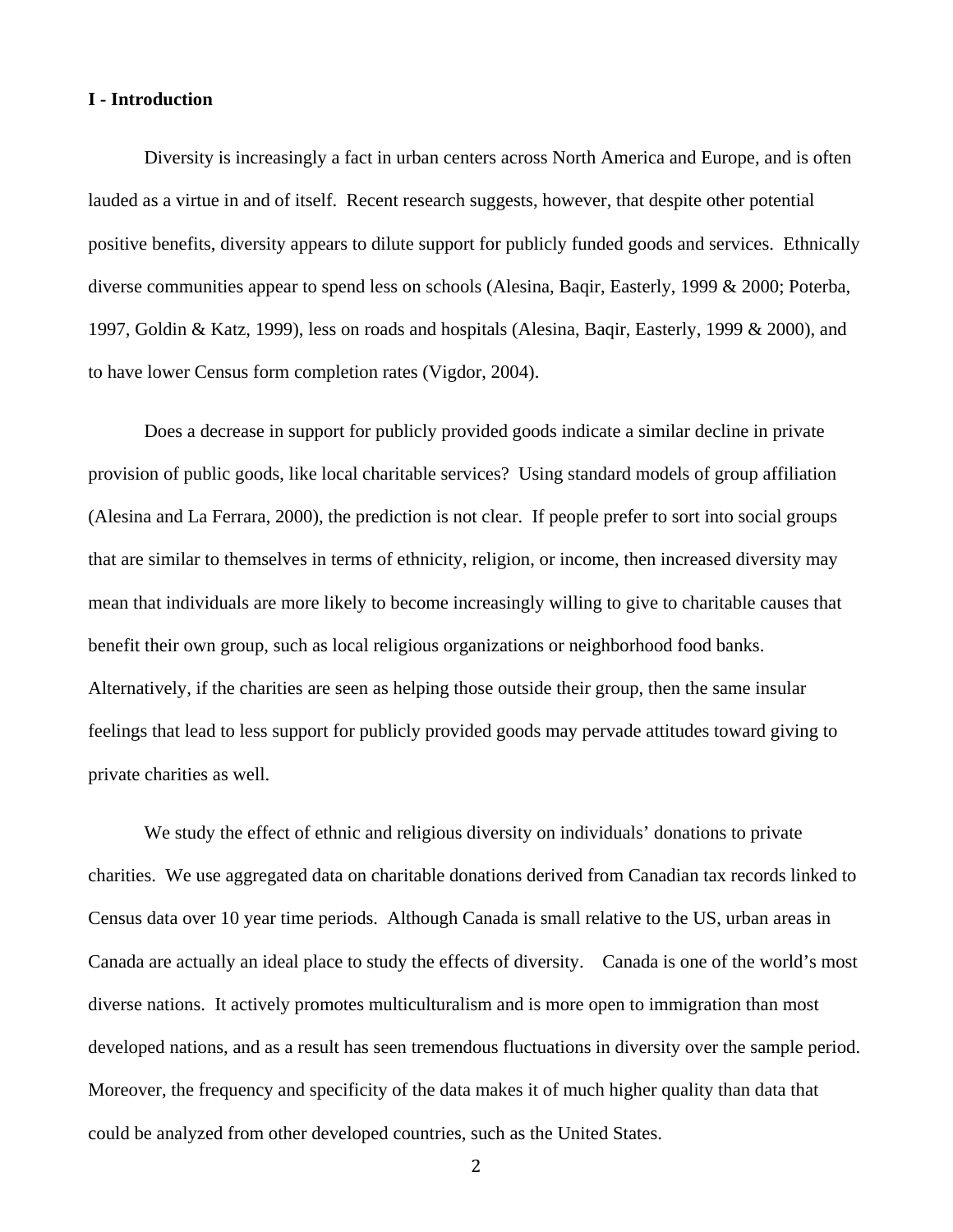## I - Introduction

Diversity is increasingly a fact in urban centers across North America and Europe, and is often lauded as a virtue in and of itself. Recent research suggests, however, that despite other potential positive benefits, diversity appears to dilute support for publicly funded goods and services. Ethnically diverse communities appear to spend less on schools (Alesina, Baqir, Easterly, 1999 & 2000; Poterba, 1997, Goldin & Katz, 1999), less on roads and hospitals (Alesina, Baqir, Easterly, 1999 & 2000), and to have lower Census form completion rates (Vigdor, 2004).

Does a decrease in support for publicly provided goods indicate a similar decline in private provision of public goods, like local charitable services? Using standard models of group affiliation (Alesina and La Ferrara, 2000), the prediction is not clear. If people prefer to sort into social groups that are similar to themselves in terms of ethnicity, religion, or income, then increased diversity may mean that individuals are more likely to become increasingly willing to give to charitable causes that benefit their own group, such as local religious organizations or neighborhood food banks. Alternatively, if the charities are seen as helping those outside their group, then the same insular feelings that lead to less support for publicly provided goods may pervade attitudes toward giving to private charities as well.

We study the effect of ethnic and religious diversity on individuals' donations to private charities. We use aggregated data on charitable donations derived from Canadian tax records linked to Census data over 10 year time periods. Although Canada is small relative to the US, urban areas in Canada are actually an ideal place to study the effects of diversity. Canada is one of the world's most diverse nations. It actively promotes multiculturalism and is more open to immigration than most developed nations, and as a result has seen tremendous fluctuations in diversity over the sample period. Moreover, the frequency and specificity of the data makes it of much higher quality than data that could be analyzed from other developed countries, such as the United States.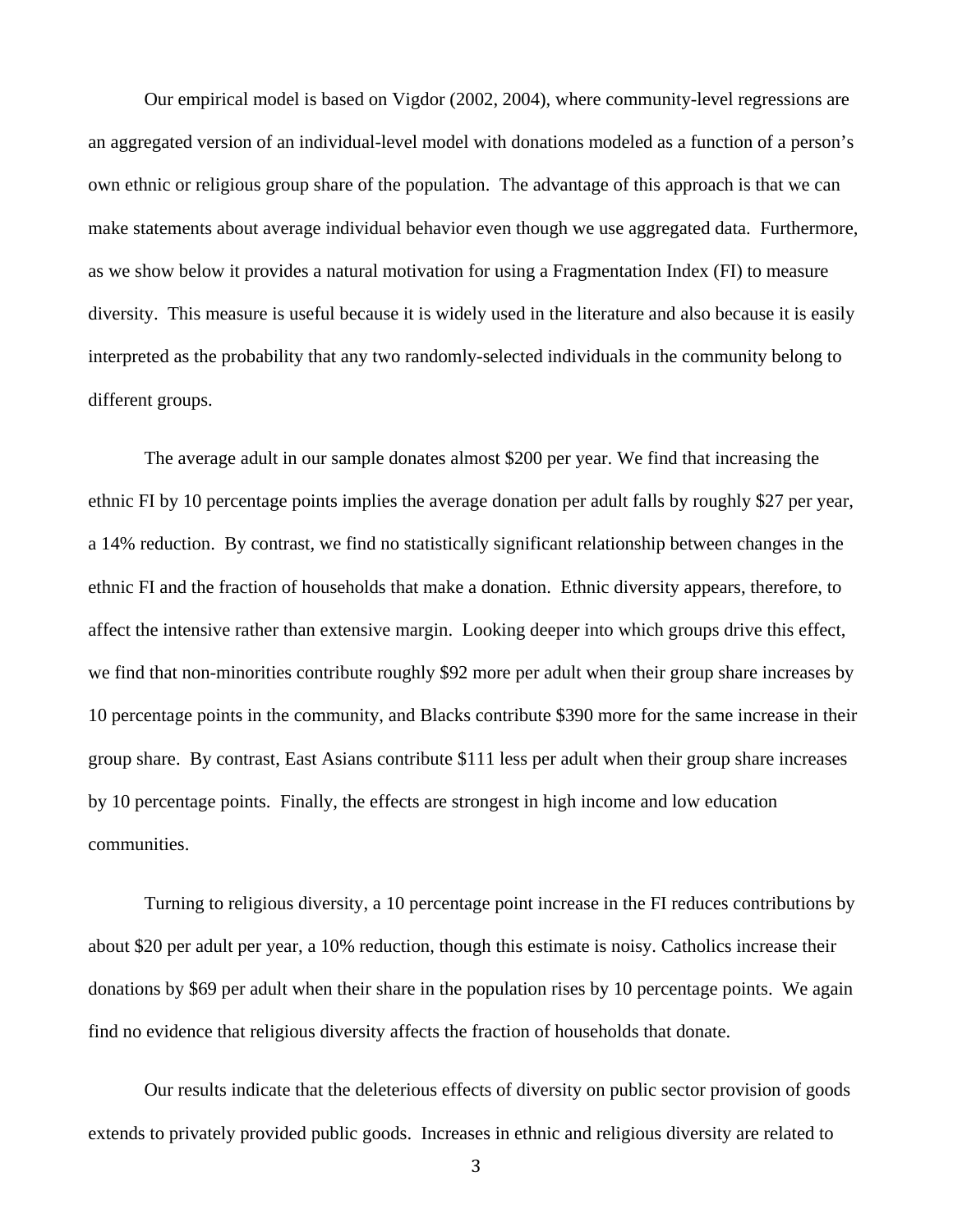Our empirical model is based on Vigdor (2002, 2004), where community-level regressions are an aggregated version of an individual-level model with donations modeled as a function of a person's own ethnic or religious group share of the population. The advantage of this approach is that we can make statements about average individual behavior even though we use aggregated data. Furthermore, as we show below it provides a natural motivation for using a Fragmentation Index (FI) to measure diversity. This measure is useful because it is widely used in the literature and also because it is easily interpreted as the probability that any two randomly-selected individuals in the community belong to different groups.

The average adult in our sample donates almost $200 per year. We find that increasing the ethnic FI by 10 percentage points implies the average donation per adult falls by roughly $27 per year, a 14% reduction. By contrast, we find no statistically significant relationship between changes in the ethnic FI and the fraction of households that make a donation. Ethnic diversity appears, therefore, to affect the intensive rather than extensive margin. Looking deeper into which groups drive this effect, we find that non-minorities contribute roughly $92 more per adult when their group share increases by 10 percentage points in the community, and Blacks contribute $390 more for the same increase in their group share. By contrast, East Asians contribute $111 less per adult when their group share increases by 10 percentage points. Finally, the effects are strongest in high income and low education communities.

Turning to religious diversity, a 10 percentage point increase in the FI reduces contributions by about $20 per adult per year, a 10% reduction, though this estimate is noisy. Catholics increase their donations by $69 per adult when their share in the population rises by 10 percentage points. We again find no evidence that religious diversity affects the fraction of households that donate.

Our results indicate that the deleterious effects of diversity on public sector provision of goods extends to privately provided public goods. Increases in ethnic and religious diversity are related to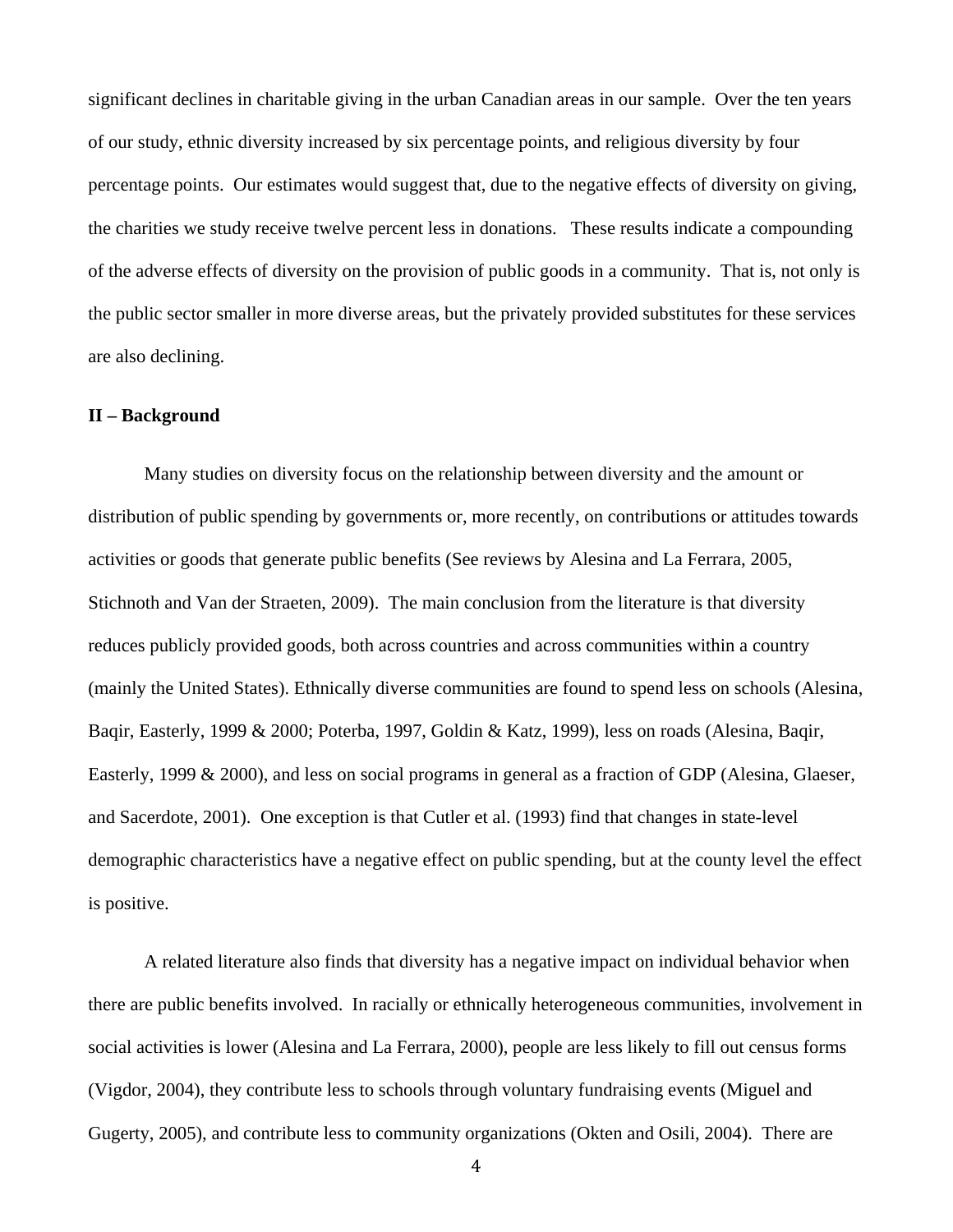significant declines in charitable giving in the urban Canadian areas in our sample. Over the ten years of our study, ethnic diversity increased by six percentage points, and religious diversity by four percentage points. Our estimates would suggest that, due to the negative effects of diversity on giving, the charities we study receive twelve percent less in donations. These results indicate a compounding of the adverse effects of diversity on the provision of public goods in a community. That is, not only is the public sector smaller in more diverse areas, but the privately provided substitutes for these services are also declining.

## II – Background

Many studies on diversity focus on the relationship between diversity and the amount or distribution of public spending by governments or, more recently, on contributions or attitudes towards activities or goods that generate public benefits (See reviews by Alesina and La Ferrara, 2005, Stichnoth and Van der Straeten, 2009). The main conclusion from the literature is that diversity reduces publicly provided goods, both across countries and across communities within a country (mainly the United States). Ethnically diverse communities are found to spend less on schools (Alesina, Baqir, Easterly, 1999 & 2000; Poterba, 1997, Goldin & Katz, 1999), less on roads (Alesina, Baqir, Easterly, 1999 & 2000), and less on social programs in general as a fraction of GDP (Alesina, Glaeser, and Sacerdote, 2001). One exception is that Cutler et al. (1993) find that changes in state-level demographic characteristics have a negative effect on public spending, but at the county level the effect is positive.

A related literature also finds that diversity has a negative impact on individual behavior when there are public benefits involved. In racially or ethnically heterogeneous communities, involvement in social activities is lower (Alesina and La Ferrara, 2000), people are less likely to fill out census forms (Vigdor, 2004), they contribute less to schools through voluntary fundraising events (Miguel and Gugerty, 2005), and contribute less to community organizations (Okten and Osili, 2004). There are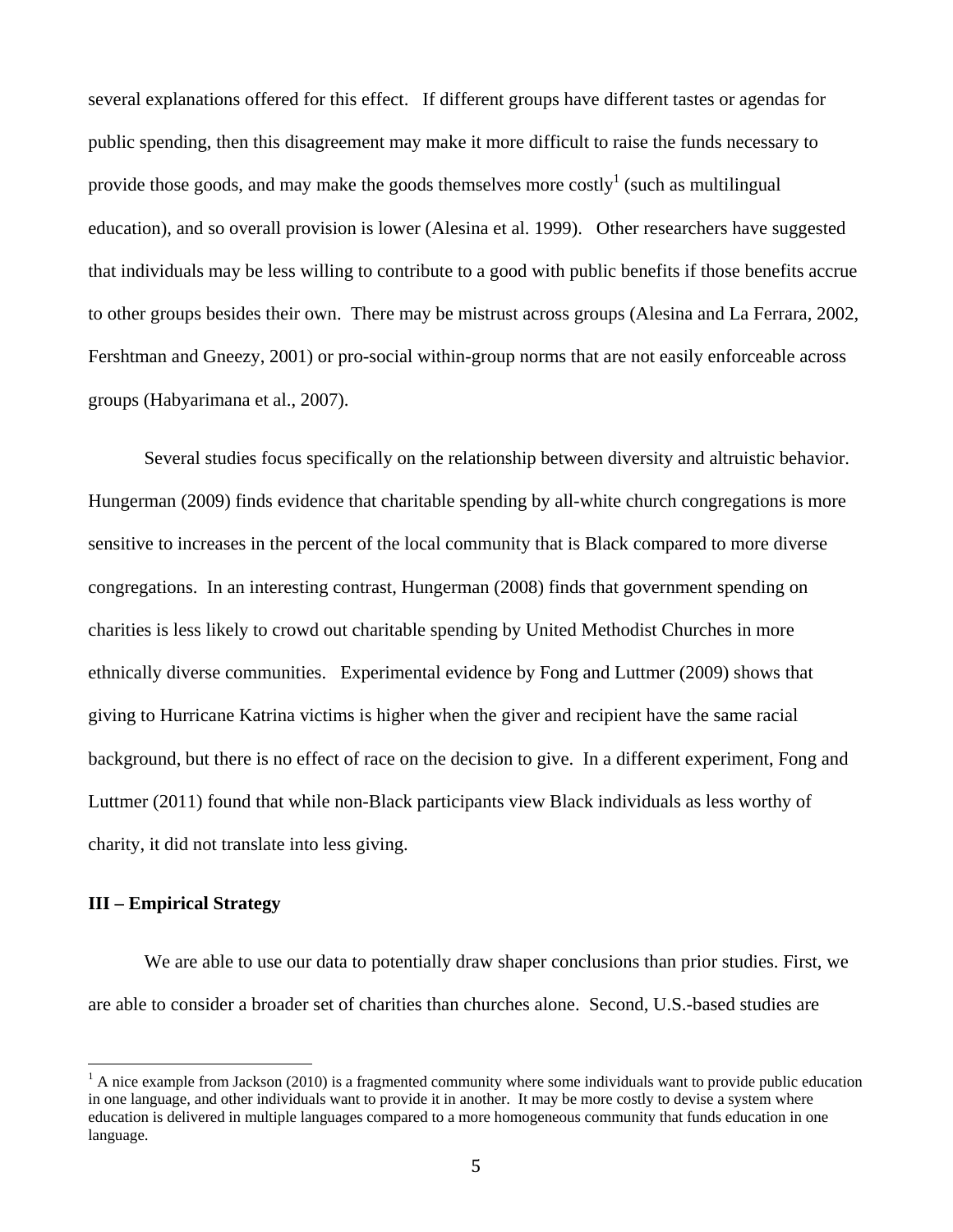several explanations offered for this effect. If different groups have different tastes or agendas for public spending, then this disagreement may make it more difficult to raise the funds necessary to provide those goods, and may make the goods themselves more costly[1] (such as multilingual education), and so overall provision is lower (Alesina et al. 1999). Other researchers have suggested that individuals may be less willing to contribute to a good with public benefits if those benefits accrue to other groups besides their own. There may be mistrust across groups (Alesina and La Ferrara, 2002, Fershtman and Gneezy, 2001) or pro-social within-group norms that are not easily enforceable across groups (Habyarimana et al., 2007).

Several studies focus specifically on the relationship between diversity and altruistic behavior. Hungerman (2009) finds evidence that charitable spending by all-white church congregations is more sensitive to increases in the percent of the local community that is Black compared to more diverse congregations. In an interesting contrast, Hungerman (2008) finds that government spending on charities is less likely to crowd out charitable spending by United Methodist Churches in more ethnically diverse communities. Experimental evidence by Fong and Luttmer (2009) shows that giving to Hurricane Katrina victims is higher when the giver and recipient have the same racial background, but there is no effect of race on the decision to give. In a different experiment, Fong and Luttmer (2011) found that while non-Black participants view Black individuals as less worthy of charity, it did not translate into less giving.

## III – Empirical Strategy

We are able to use our data to potentially draw shaper conclusions than prior studies. First, we are able to consider a broader set of charities than churches alone. Second, U.S.-based studies are

[1] A nice example from Jackson (2010) is a fragmented community where some individuals want to provide public education in one language, and other individuals want to provide it in another. It may be more costly to devise a system where education is delivered in multiple languages compared to a more homogeneous community that funds education in one language.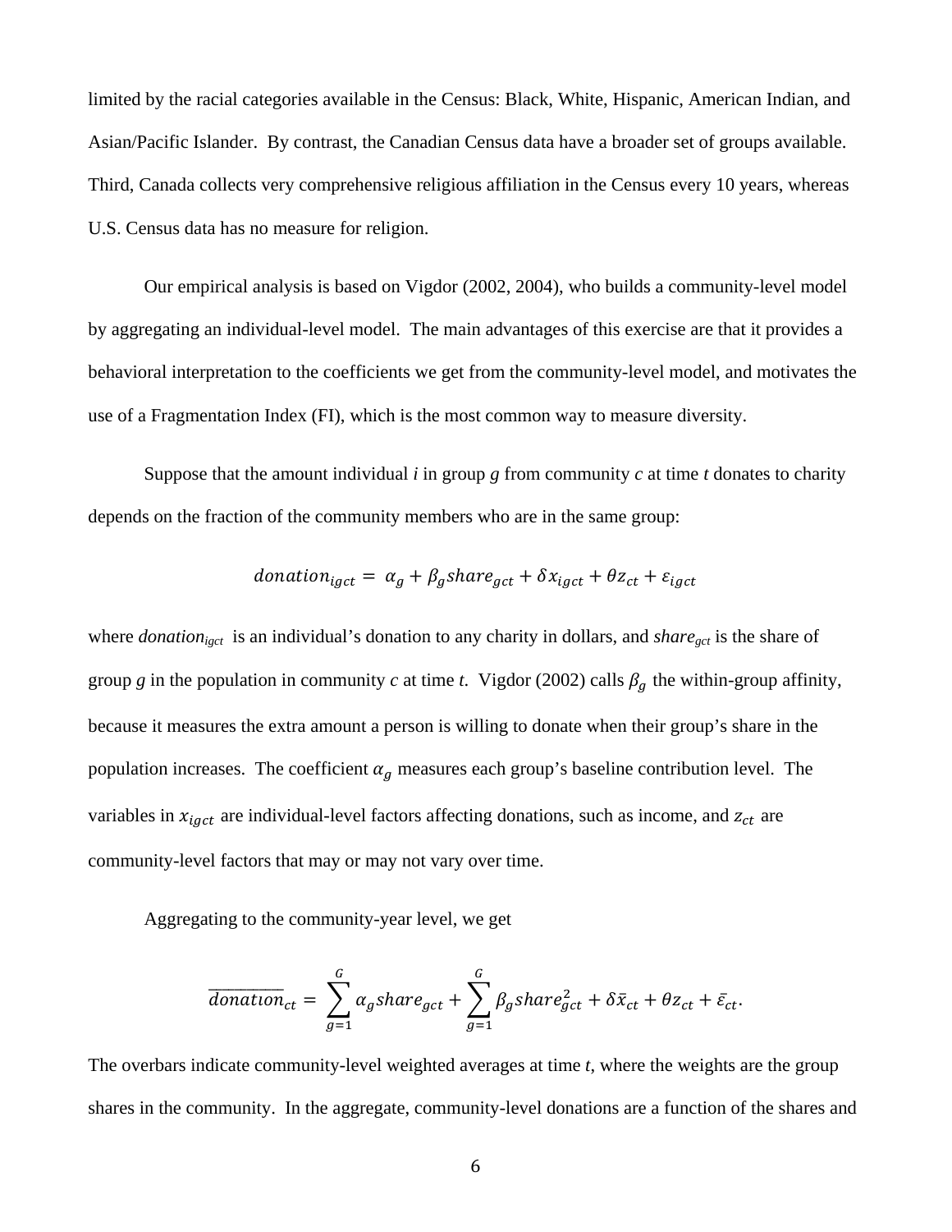limited by the racial categories available in the Census: Black, White, Hispanic, American Indian, and Asian/Pacific Islander. By contrast, the Canadian Census data have a broader set of groups available. Third, Canada collects very comprehensive religious affiliation in the Census every 10 years, whereas U.S. Census data has no measure for religion.

Our empirical analysis is based on Vigdor (2002, 2004), who builds a community-level model by aggregating an individual-level model. The main advantages of this exercise are that it provides a behavioral interpretation to the coefficients we get from the community-level model, and motivates the use of a Fragmentation Index (FI), which is the most common way to measure diversity.

Suppose that the amount individual *i* in group *g* from community *c* at time *t* donates to charity depends on the fraction of the community members who are in the same group:

$$donation_{igct} = \alpha_g + \beta_g share_{gct} + \delta x_{igct} + \theta z_{ct} + \varepsilon_{igct}$$

where $donation_{igct}$ is an individual's donation to any charity in dollars, and $share_{gct}$ is the share of group *g* in the population in community *c* at time *t*. Vigdor (2002) calls $\beta_g$ the within-group affinity, because it measures the extra amount a person is willing to donate when their group's share in the population increases. The coefficient $\alpha_g$ measures each group's baseline contribution level. The variables in $x_{igct}$ are individual-level factors affecting donations, such as income, and $z_{ct}$ are community-level factors that may or may not vary over time.

Aggregating to the community-year level, we get

$$\overline{donation}_{ct} = \sum_{g=1}^{G} \alpha_g share_{gct} + \sum_{g=1}^{G} \beta_g share_{gct}^2 + \delta \bar{x}_{ct} + \theta z_{ct} + \bar{\varepsilon}_{ct}.$$

The overbars indicate community-level weighted averages at time *t*, where the weights are the group shares in the community. In the aggregate, community-level donations are a function of the shares and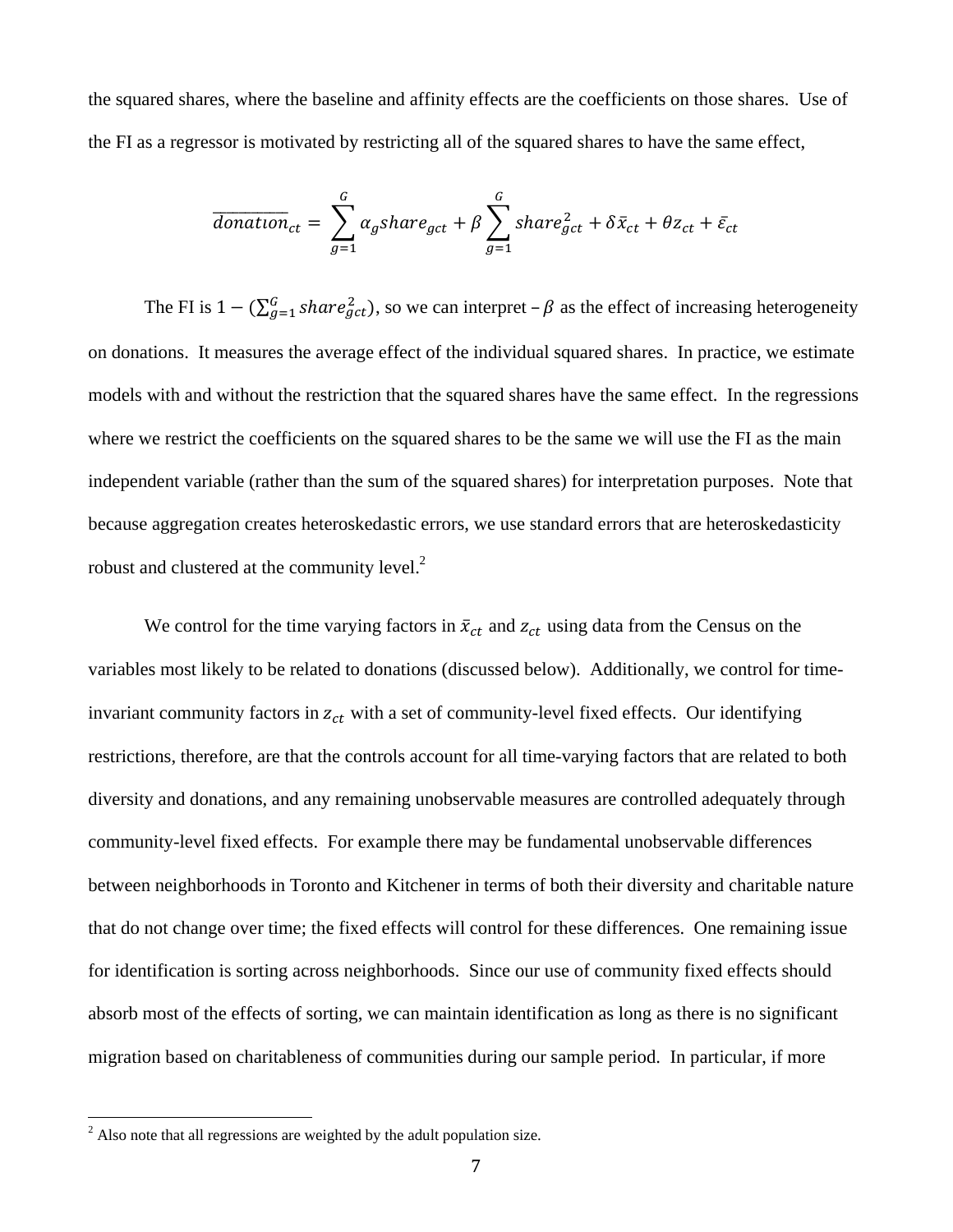the squared shares, where the baseline and affinity effects are the coefficients on those shares. Use of the FI as a regressor is motivated by restricting all of the squared shares to have the same effect,

$$\overline{donation}_{ct} = \sum_{g=1}^{G} \alpha_g share_{gct} + \beta \sum_{g=1}^{G} share_{gct}^2 + \delta \bar{x}_{ct} + \theta z_{ct} + \bar{\varepsilon}_{ct}$$

The FI is $1 - (\sum_{g=1}^{G} share_{gct}^2)$, so we can interpret $-\beta$ as the effect of increasing heterogeneity on donations. It measures the average effect of the individual squared shares. In practice, we estimate models with and without the restriction that the squared shares have the same effect. In the regressions where we restrict the coefficients on the squared shares to be the same we will use the FI as the main independent variable (rather than the sum of the squared shares) for interpretation purposes. Note that because aggregation creates heteroskedastic errors, we use standard errors that are heteroskedasticity robust and clustered at the community level.[2]

We control for the time varying factors in $\bar{x}_{ct}$ and $z_{ct}$ using data from the Census on the variables most likely to be related to donations (discussed below). Additionally, we control for time-invariant community factors in $z_{ct}$ with a set of community-level fixed effects. Our identifying restrictions, therefore, are that the controls account for all time-varying factors that are related to both diversity and donations, and any remaining unobservable measures are controlled adequately through community-level fixed effects. For example there may be fundamental unobservable differences between neighborhoods in Toronto and Kitchener in terms of both their diversity and charitable nature that do not change over time; the fixed effects will control for these differences. One remaining issue for identification is sorting across neighborhoods. Since our use of community fixed effects should absorb most of the effects of sorting, we can maintain identification as long as there is no significant migration based on charitableness of communities during our sample period. In particular, if more

[2] Also note that all regressions are weighted by the adult population size.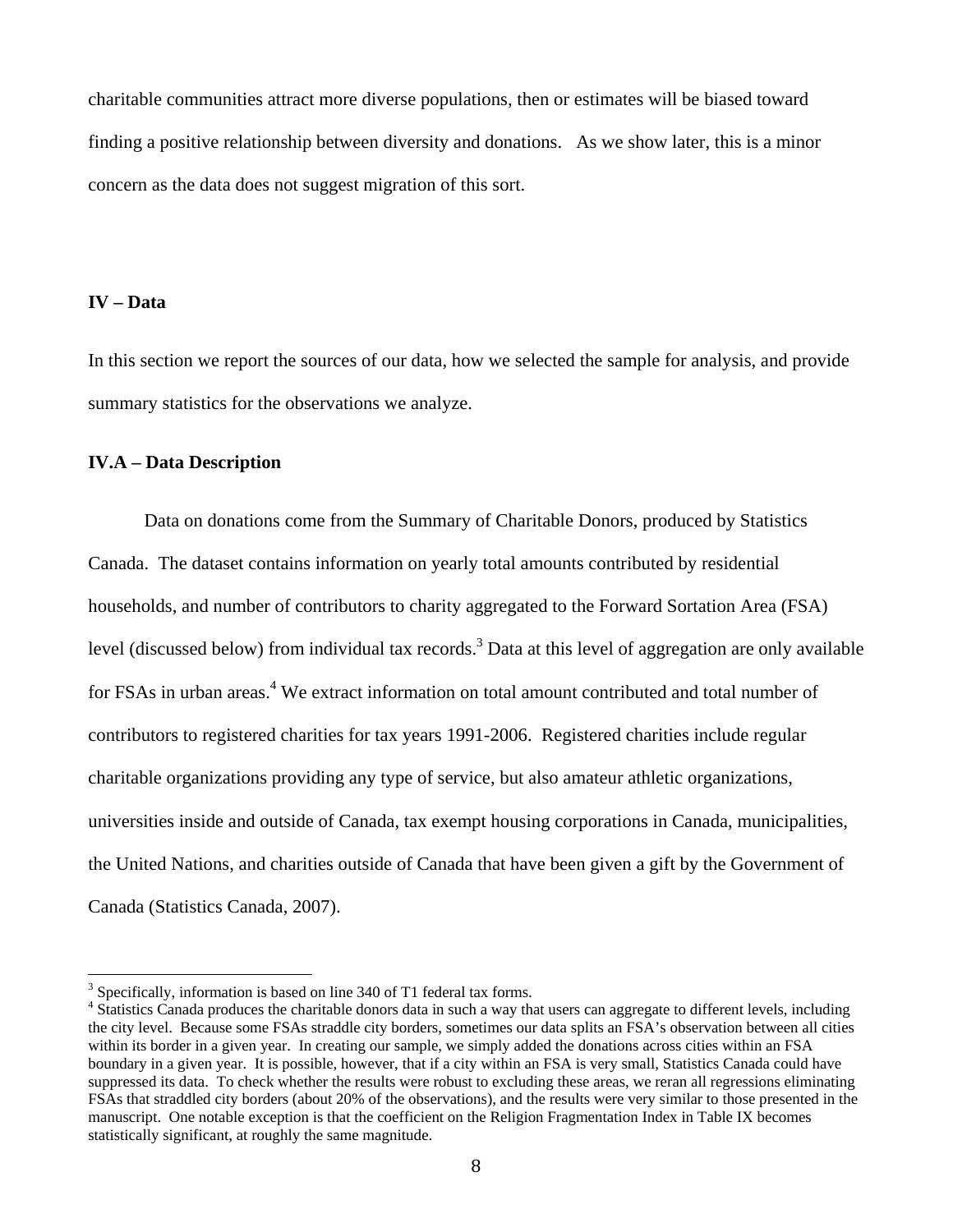charitable communities attract more diverse populations, then or estimates will be biased toward finding a positive relationship between diversity and donations. As we show later, this is a minor concern as the data does not suggest migration of this sort.

## IV – Data

In this section we report the sources of our data, how we selected the sample for analysis, and provide summary statistics for the observations we analyze.

### IV.A – Data Description

Data on donations come from the Summary of Charitable Donors, produced by Statistics Canada. The dataset contains information on yearly total amounts contributed by residential households, and number of contributors to charity aggregated to the Forward Sortation Area (FSA) level (discussed below) from individual tax records.[3] Data at this level of aggregation are only available for FSAs in urban areas.[4] We extract information on total amount contributed and total number of contributors to registered charities for tax years 1991-2006. Registered charities include regular charitable organizations providing any type of service, but also amateur athletic organizations, universities inside and outside of Canada, tax exempt housing corporations in Canada, municipalities, the United Nations, and charities outside of Canada that have been given a gift by the Government of Canada (Statistics Canada, 2007).

---

[3] Specifically, information is based on line 340 of T1 federal tax forms.

[4] Statistics Canada produces the charitable donors data in such a way that users can aggregate to different levels, including the city level. Because some FSAs straddle city borders, sometimes our data splits an FSA's observation between all cities within its border in a given year. In creating our sample, we simply added the donations across cities within an FSA boundary in a given year. It is possible, however, that if a city within an FSA is very small, Statistics Canada could have suppressed its data. To check whether the results were robust to excluding these areas, we reran all regressions eliminating FSAs that straddled city borders (about 20% of the observations), and the results were very similar to those presented in the manuscript. One notable exception is that the coefficient on the Religion Fragmentation Index in Table IX becomes statistically significant, at roughly the same magnitude.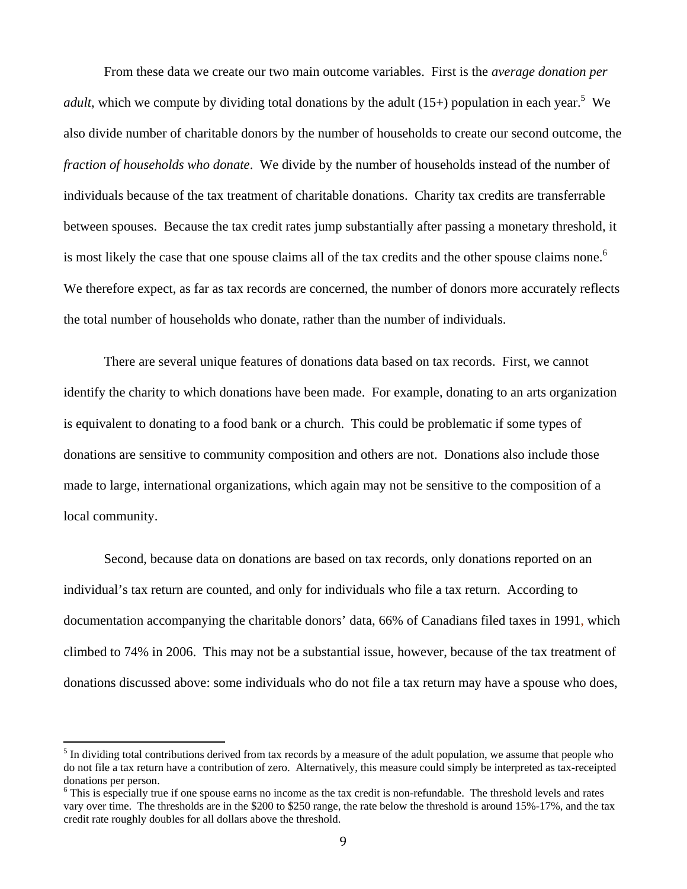From these data we create our two main outcome variables. First is the *average donation per adult*, which we compute by dividing total donations by the adult (15+) population in each year.[5] We also divide number of charitable donors by the number of households to create our second outcome, the *fraction of households who donate*. We divide by the number of households instead of the number of individuals because of the tax treatment of charitable donations. Charity tax credits are transferrable between spouses. Because the tax credit rates jump substantially after passing a monetary threshold, it is most likely the case that one spouse claims all of the tax credits and the other spouse claims none.[6] We therefore expect, as far as tax records are concerned, the number of donors more accurately reflects the total number of households who donate, rather than the number of individuals.

There are several unique features of donations data based on tax records. First, we cannot identify the charity to which donations have been made. For example, donating to an arts organization is equivalent to donating to a food bank or a church. This could be problematic if some types of donations are sensitive to community composition and others are not. Donations also include those made to large, international organizations, which again may not be sensitive to the composition of a local community.

Second, because data on donations are based on tax records, only donations reported on an individual's tax return are counted, and only for individuals who file a tax return. According to documentation accompanying the charitable donors' data, 66% of Canadians filed taxes in 1991, which climbed to 74% in 2006. This may not be a substantial issue, however, because of the tax treatment of donations discussed above: some individuals who do not file a tax return may have a spouse who does,

[5] In dividing total contributions derived from tax records by a measure of the adult population, we assume that people who do not file a tax return have a contribution of zero. Alternatively, this measure could simply be interpreted as tax-receipted donations per person.

[6] This is especially true if one spouse earns no income as the tax credit is non-refundable. The threshold levels and rates vary over time. The thresholds are in the \$200 to \$250 range, the rate below the threshold is around 15%-17%, and the tax credit rate roughly doubles for all dollars above the threshold.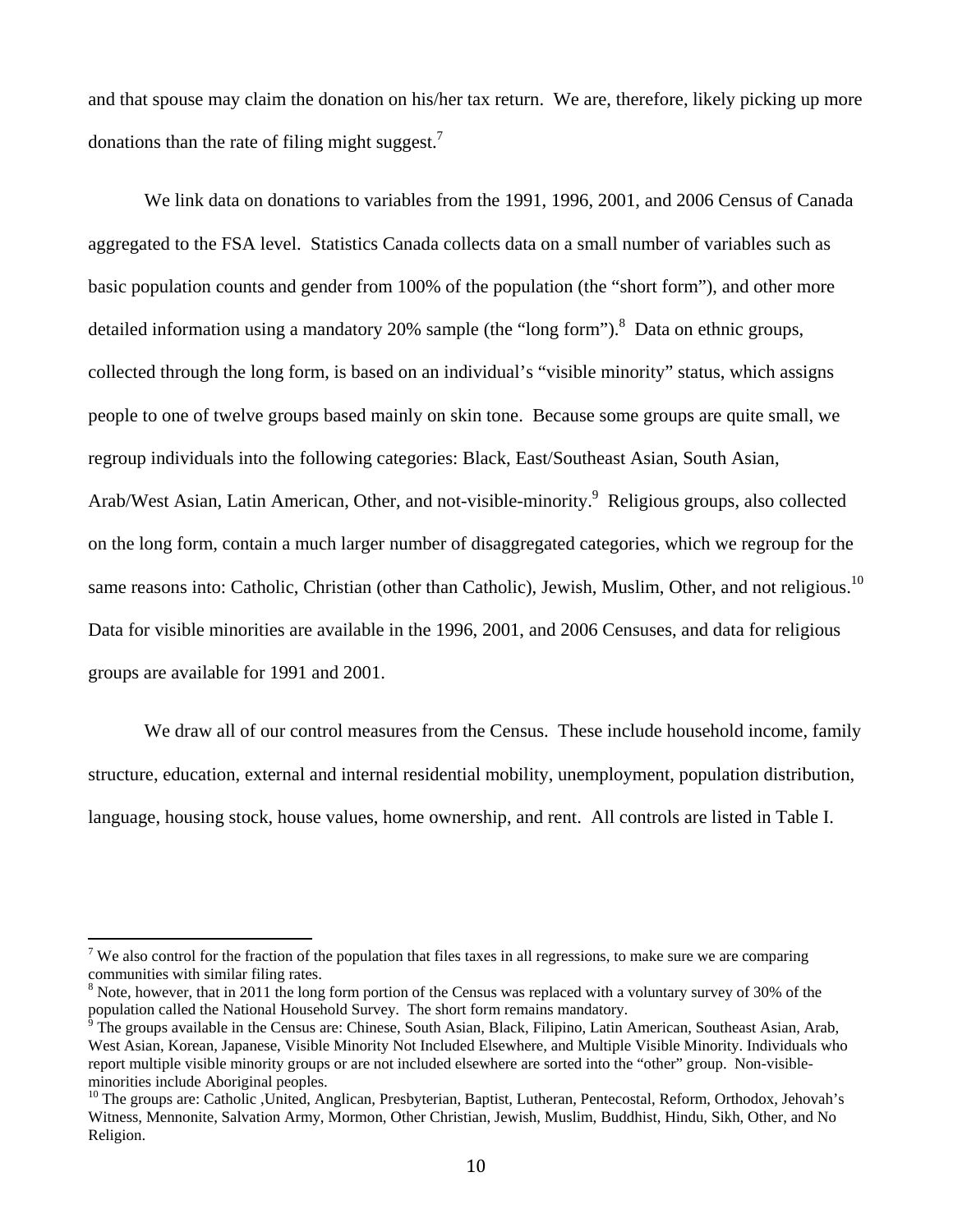and that spouse may claim the donation on his/her tax return. We are, therefore, likely picking up more donations than the rate of filing might suggest.[7]

We link data on donations to variables from the 1991, 1996, 2001, and 2006 Census of Canada aggregated to the FSA level. Statistics Canada collects data on a small number of variables such as basic population counts and gender from 100% of the population (the "short form"), and other more detailed information using a mandatory 20% sample (the "long form").[8] Data on ethnic groups, collected through the long form, is based on an individual's "visible minority" status, which assigns people to one of twelve groups based mainly on skin tone. Because some groups are quite small, we regroup individuals into the following categories: Black, East/Southeast Asian, South Asian, Arab/West Asian, Latin American, Other, and not-visible-minority.[9] Religious groups, also collected on the long form, contain a much larger number of disaggregated categories, which we regroup for the same reasons into: Catholic, Christian (other than Catholic), Jewish, Muslim, Other, and not religious.[10] Data for visible minorities are available in the 1996, 2001, and 2006 Censuses, and data for religious groups are available for 1991 and 2001.

We draw all of our control measures from the Census. These include household income, family structure, education, external and internal residential mobility, unemployment, population distribution, language, housing stock, house values, home ownership, and rent. All controls are listed in Table I.

---

[7] We also control for the fraction of the population that files taxes in all regressions, to make sure we are comparing communities with similar filing rates.

[8] Note, however, that in 2011 the long form portion of the Census was replaced with a voluntary survey of 30% of the population called the National Household Survey. The short form remains mandatory.

[9] The groups available in the Census are: Chinese, South Asian, Black, Filipino, Latin American, Southeast Asian, Arab, West Asian, Korean, Japanese, Visible Minority Not Included Elsewhere, and Multiple Visible Minority. Individuals who report multiple visible minority groups or are not included elsewhere are sorted into the "other" group. Non-visible-minorities include Aboriginal peoples.

[10] The groups are: Catholic ,United, Anglican, Presbyterian, Baptist, Lutheran, Pentecostal, Reform, Orthodox, Jehovah's Witness, Mennonite, Salvation Army, Mormon, Other Christian, Jewish, Muslim, Buddhist, Hindu, Sikh, Other, and No Religion.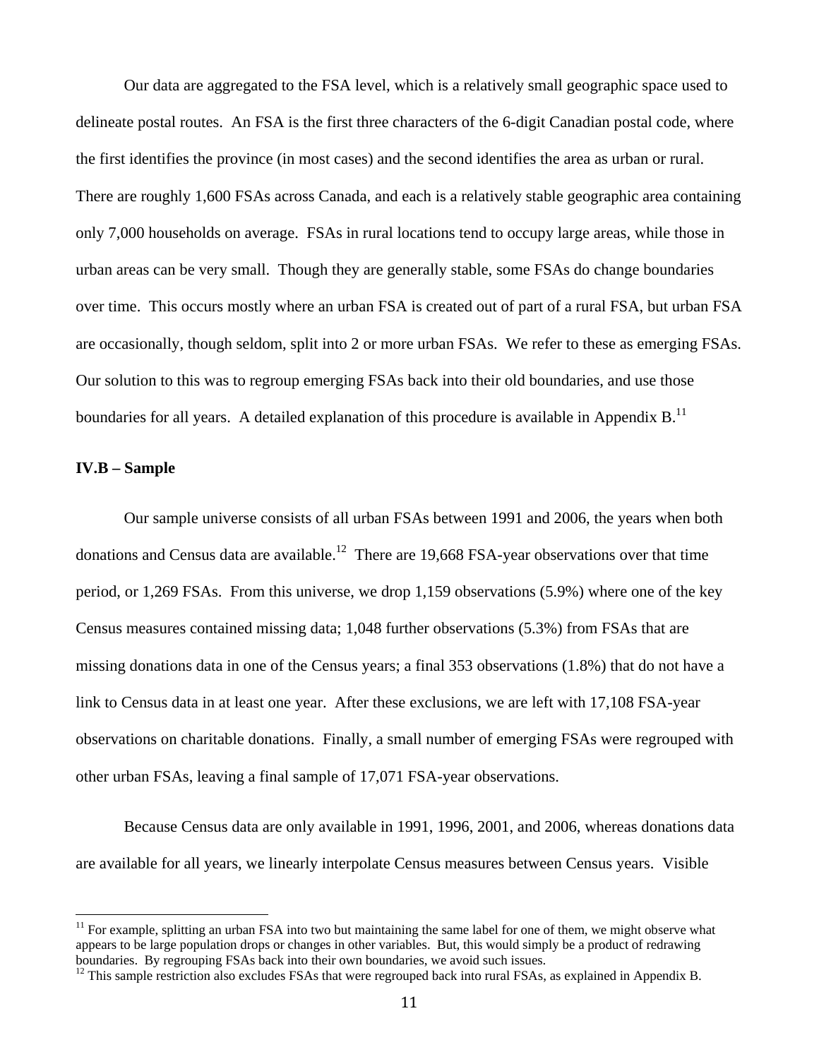Our data are aggregated to the FSA level, which is a relatively small geographic space used to delineate postal routes. An FSA is the first three characters of the 6-digit Canadian postal code, where the first identifies the province (in most cases) and the second identifies the area as urban or rural. There are roughly 1,600 FSAs across Canada, and each is a relatively stable geographic area containing only 7,000 households on average. FSAs in rural locations tend to occupy large areas, while those in urban areas can be very small. Though they are generally stable, some FSAs do change boundaries over time. This occurs mostly where an urban FSA is created out of part of a rural FSA, but urban FSA are occasionally, though seldom, split into 2 or more urban FSAs. We refer to these as emerging FSAs. Our solution to this was to regroup emerging FSAs back into their old boundaries, and use those boundaries for all years. A detailed explanation of this procedure is available in Appendix B.[11]

### IV.B – Sample

Our sample universe consists of all urban FSAs between 1991 and 2006, the years when both donations and Census data are available.[12] There are 19,668 FSA-year observations over that time period, or 1,269 FSAs. From this universe, we drop 1,159 observations (5.9%) where one of the key Census measures contained missing data; 1,048 further observations (5.3%) from FSAs that are missing donations data in one of the Census years; a final 353 observations (1.8%) that do not have a link to Census data in at least one year. After these exclusions, we are left with 17,108 FSA-year observations on charitable donations. Finally, a small number of emerging FSAs were regrouped with other urban FSAs, leaving a final sample of 17,071 FSA-year observations.

Because Census data are only available in 1991, 1996, 2001, and 2006, whereas donations data are available for all years, we linearly interpolate Census measures between Census years. Visible

---

[11] For example, splitting an urban FSA into two but maintaining the same label for one of them, we might observe what appears to be large population drops or changes in other variables. But, this would simply be a product of redrawing boundaries. By regrouping FSAs back into their own boundaries, we avoid such issues.

[12] This sample restriction also excludes FSAs that were regrouped back into rural FSAs, as explained in Appendix B.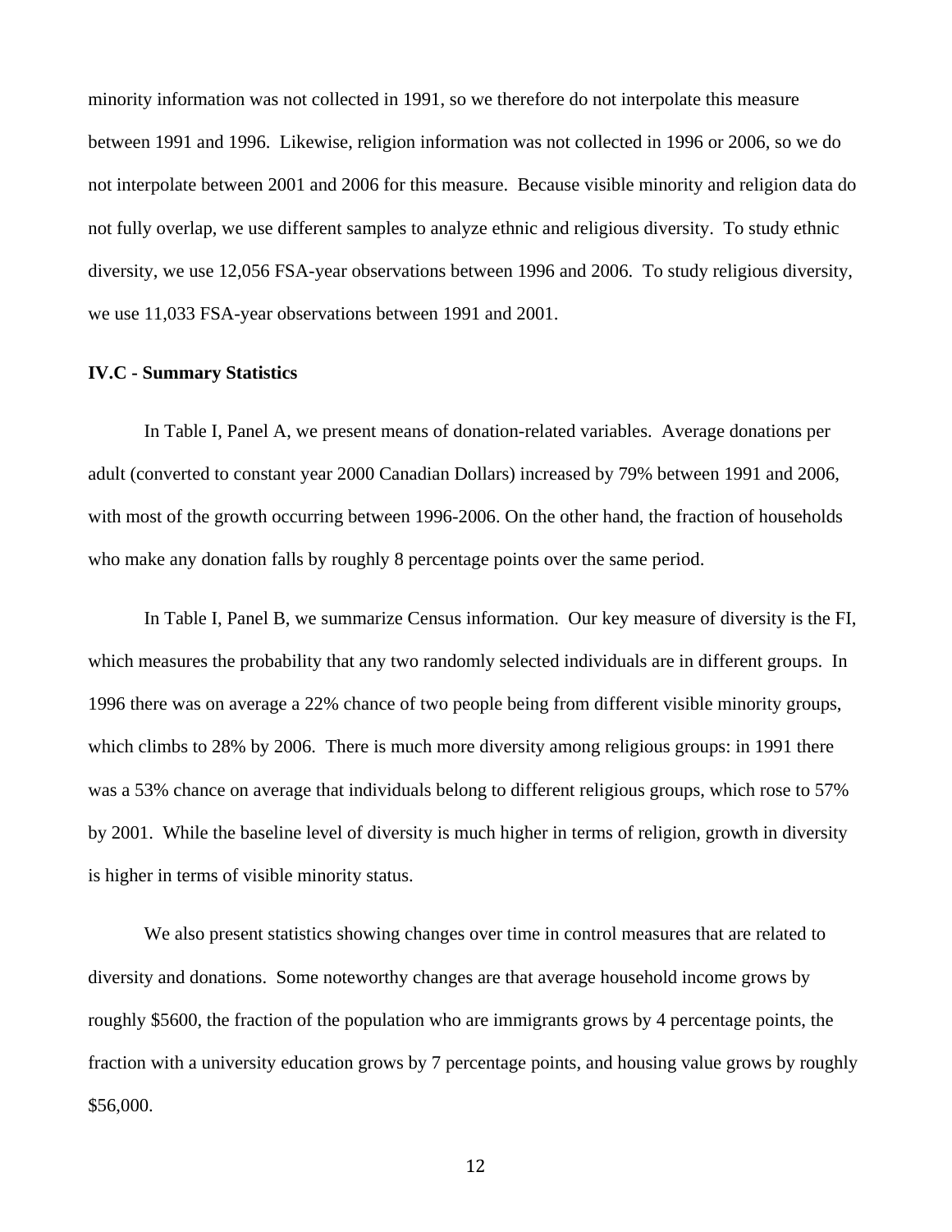minority information was not collected in 1991, so we therefore do not interpolate this measure between 1991 and 1996. Likewise, religion information was not collected in 1996 or 2006, so we do not interpolate between 2001 and 2006 for this measure. Because visible minority and religion data do not fully overlap, we use different samples to analyze ethnic and religious diversity. To study ethnic diversity, we use 12,056 FSA-year observations between 1996 and 2006. To study religious diversity, we use 11,033 FSA-year observations between 1991 and 2001.

### IV.C - Summary Statistics

In Table I, Panel A, we present means of donation-related variables. Average donations per adult (converted to constant year 2000 Canadian Dollars) increased by 79% between 1991 and 2006, with most of the growth occurring between 1996-2006. On the other hand, the fraction of households who make any donation falls by roughly 8 percentage points over the same period.

In Table I, Panel B, we summarize Census information. Our key measure of diversity is the FI, which measures the probability that any two randomly selected individuals are in different groups. In 1996 there was on average a 22% chance of two people being from different visible minority groups, which climbs to 28% by 2006. There is much more diversity among religious groups: in 1991 there was a 53% chance on average that individuals belong to different religious groups, which rose to 57% by 2001. While the baseline level of diversity is much higher in terms of religion, growth in diversity is higher in terms of visible minority status.

We also present statistics showing changes over time in control measures that are related to diversity and donations. Some noteworthy changes are that average household income grows by roughly $5600, the fraction of the population who are immigrants grows by 4 percentage points, the fraction with a university education grows by 7 percentage points, and housing value grows by roughly $56,000.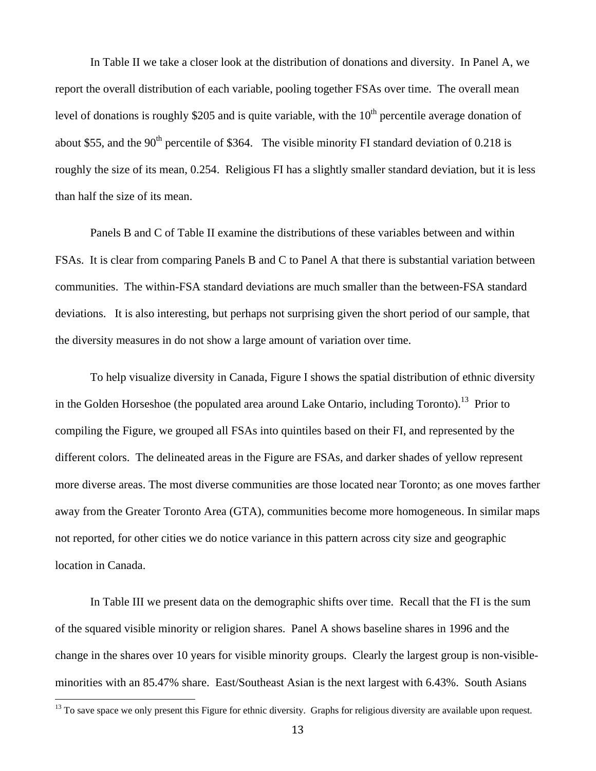In Table II we take a closer look at the distribution of donations and diversity. In Panel A, we report the overall distribution of each variable, pooling together FSAs over time. The overall mean level of donations is roughly \$205 and is quite variable, with the $10^{th}$ percentile average donation of about \$55, and the $90^{th}$ percentile of \$364. The visible minority FI standard deviation of 0.218 is roughly the size of its mean, 0.254. Religious FI has a slightly smaller standard deviation, but it is less than half the size of its mean.

Panels B and C of Table II examine the distributions of these variables between and within FSAs. It is clear from comparing Panels B and C to Panel A that there is substantial variation between communities. The within-FSA standard deviations are much smaller than the between-FSA standard deviations. It is also interesting, but perhaps not surprising given the short period of our sample, that the diversity measures in do not show a large amount of variation over time.

To help visualize diversity in Canada, Figure I shows the spatial distribution of ethnic diversity in the Golden Horseshoe (the populated area around Lake Ontario, including Toronto).[13] Prior to compiling the Figure, we grouped all FSAs into quintiles based on their FI, and represented by the different colors. The delineated areas in the Figure are FSAs, and darker shades of yellow represent more diverse areas. The most diverse communities are those located near Toronto; as one moves farther away from the Greater Toronto Area (GTA), communities become more homogeneous. In similar maps not reported, for other cities we do notice variance in this pattern across city size and geographic location in Canada.

In Table III we present data on the demographic shifts over time. Recall that the FI is the sum of the squared visible minority or religion shares. Panel A shows baseline shares in 1996 and the change in the shares over 10 years for visible minority groups. Clearly the largest group is non-visible-minorities with an 85.47% share. East/Southeast Asian is the next largest with 6.43%. South Asians

[13] To save space we only present this Figure for ethnic diversity. Graphs for religious diversity are available upon request.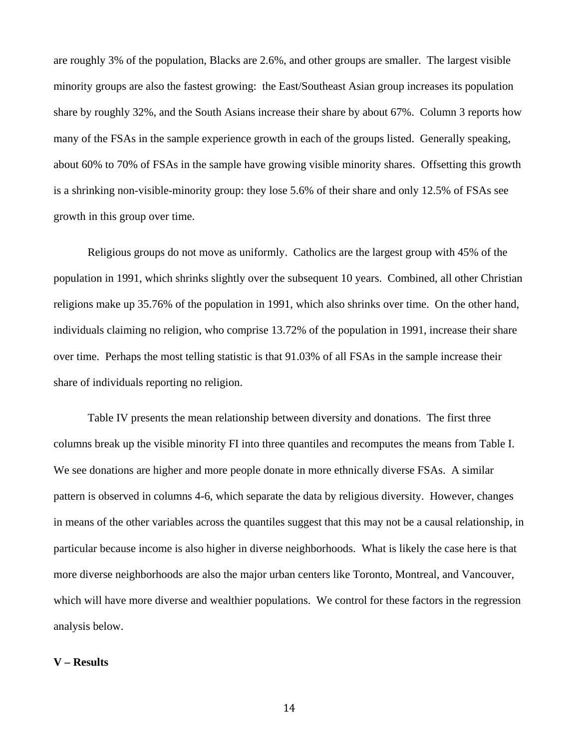are roughly 3% of the population, Blacks are 2.6%, and other groups are smaller. The largest visible minority groups are also the fastest growing: the East/Southeast Asian group increases its population share by roughly 32%, and the South Asians increase their share by about 67%. Column 3 reports how many of the FSAs in the sample experience growth in each of the groups listed. Generally speaking, about 60% to 70% of FSAs in the sample have growing visible minority shares. Offsetting this growth is a shrinking non-visible-minority group: they lose 5.6% of their share and only 12.5% of FSAs see growth in this group over time.

Religious groups do not move as uniformly. Catholics are the largest group with 45% of the population in 1991, which shrinks slightly over the subsequent 10 years. Combined, all other Christian religions make up 35.76% of the population in 1991, which also shrinks over time. On the other hand, individuals claiming no religion, who comprise 13.72% of the population in 1991, increase their share over time. Perhaps the most telling statistic is that 91.03% of all FSAs in the sample increase their share of individuals reporting no religion.

Table IV presents the mean relationship between diversity and donations. The first three columns break up the visible minority FI into three quantiles and recomputes the means from Table I. We see donations are higher and more people donate in more ethnically diverse FSAs. A similar pattern is observed in columns 4-6, which separate the data by religious diversity. However, changes in means of the other variables across the quantiles suggest that this may not be a causal relationship, in particular because income is also higher in diverse neighborhoods. What is likely the case here is that more diverse neighborhoods are also the major urban centers like Toronto, Montreal, and Vancouver, which will have more diverse and wealthier populations. We control for these factors in the regression analysis below.

## V – Results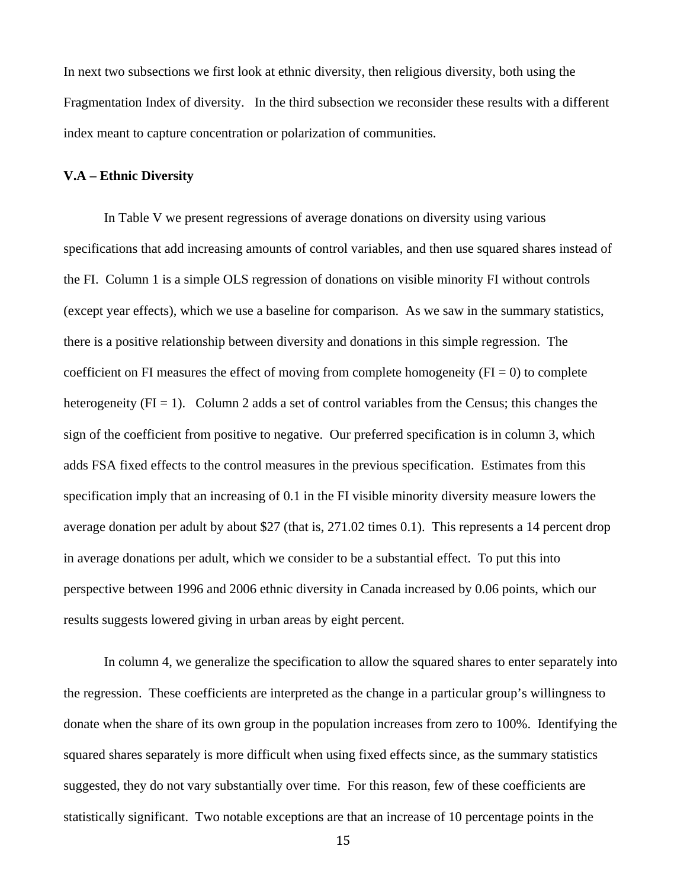In next two subsections we first look at ethnic diversity, then religious diversity, both using the Fragmentation Index of diversity. In the third subsection we reconsider these results with a different index meant to capture concentration or polarization of communities.

**V.A – Ethnic Diversity**

In Table V we present regressions of average donations on diversity using various specifications that add increasing amounts of control variables, and then use squared shares instead of the FI. Column 1 is a simple OLS regression of donations on visible minority FI without controls (except year effects), which we use a baseline for comparison. As we saw in the summary statistics, there is a positive relationship between diversity and donations in this simple regression. The coefficient on FI measures the effect of moving from complete homogeneity (FI = 0) to complete heterogeneity (FI = 1). Column 2 adds a set of control variables from the Census; this changes the sign of the coefficient from positive to negative. Our preferred specification is in column 3, which adds FSA fixed effects to the control measures in the previous specification. Estimates from this specification imply that an increasing of 0.1 in the FI visible minority diversity measure lowers the average donation per adult by about $27 (that is, 271.02 times 0.1). This represents a 14 percent drop in average donations per adult, which we consider to be a substantial effect. To put this into perspective between 1996 and 2006 ethnic diversity in Canada increased by 0.06 points, which our results suggests lowered giving in urban areas by eight percent.

In column 4, we generalize the specification to allow the squared shares to enter separately into the regression. These coefficients are interpreted as the change in a particular group's willingness to donate when the share of its own group in the population increases from zero to 100%. Identifying the squared shares separately is more difficult when using fixed effects since, as the summary statistics suggested, they do not vary substantially over time. For this reason, few of these coefficients are statistically significant. Two notable exceptions are that an increase of 10 percentage points in the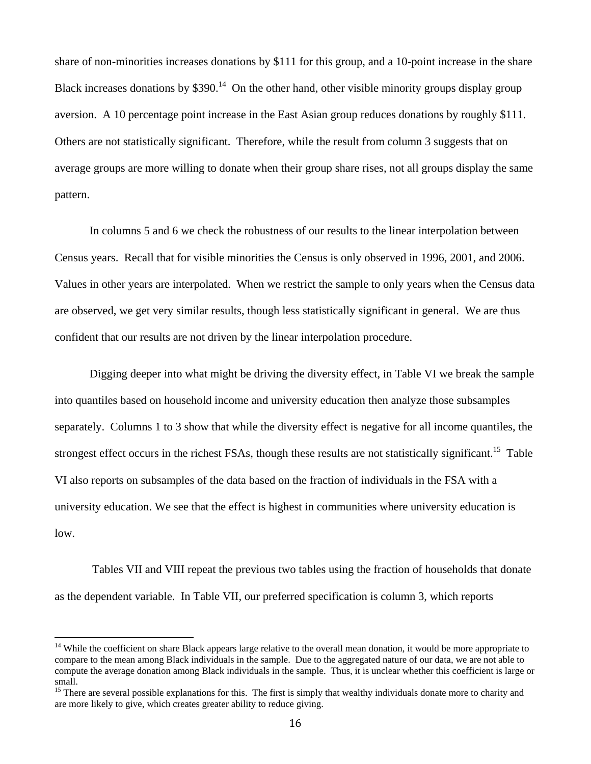share of non-minorities increases donations by \$111 for this group, and a 10-point increase in the share Black increases donations by \$390.[14] On the other hand, other visible minority groups display group aversion. A 10 percentage point increase in the East Asian group reduces donations by roughly \$111. Others are not statistically significant. Therefore, while the result from column 3 suggests that on average groups are more willing to donate when their group share rises, not all groups display the same pattern.

In columns 5 and 6 we check the robustness of our results to the linear interpolation between Census years. Recall that for visible minorities the Census is only observed in 1996, 2001, and 2006. Values in other years are interpolated. When we restrict the sample to only years when the Census data are observed, we get very similar results, though less statistically significant in general. We are thus confident that our results are not driven by the linear interpolation procedure.

Digging deeper into what might be driving the diversity effect, in Table VI we break the sample into quantiles based on household income and university education then analyze those subsamples separately. Columns 1 to 3 show that while the diversity effect is negative for all income quantiles, the strongest effect occurs in the richest FSAs, though these results are not statistically significant.[15] Table VI also reports on subsamples of the data based on the fraction of individuals in the FSA with a university education. We see that the effect is highest in communities where university education is low.

Tables VII and VIII repeat the previous two tables using the fraction of households that donate as the dependent variable. In Table VII, our preferred specification is column 3, which reports

---

[14] While the coefficient on share Black appears large relative to the overall mean donation, it would be more appropriate to compare to the mean among Black individuals in the sample. Due to the aggregated nature of our data, we are not able to compute the average donation among Black individuals in the sample. Thus, it is unclear whether this coefficient is large or small.

[15] There are several possible explanations for this. The first is simply that wealthy individuals donate more to charity and are more likely to give, which creates greater ability to reduce giving.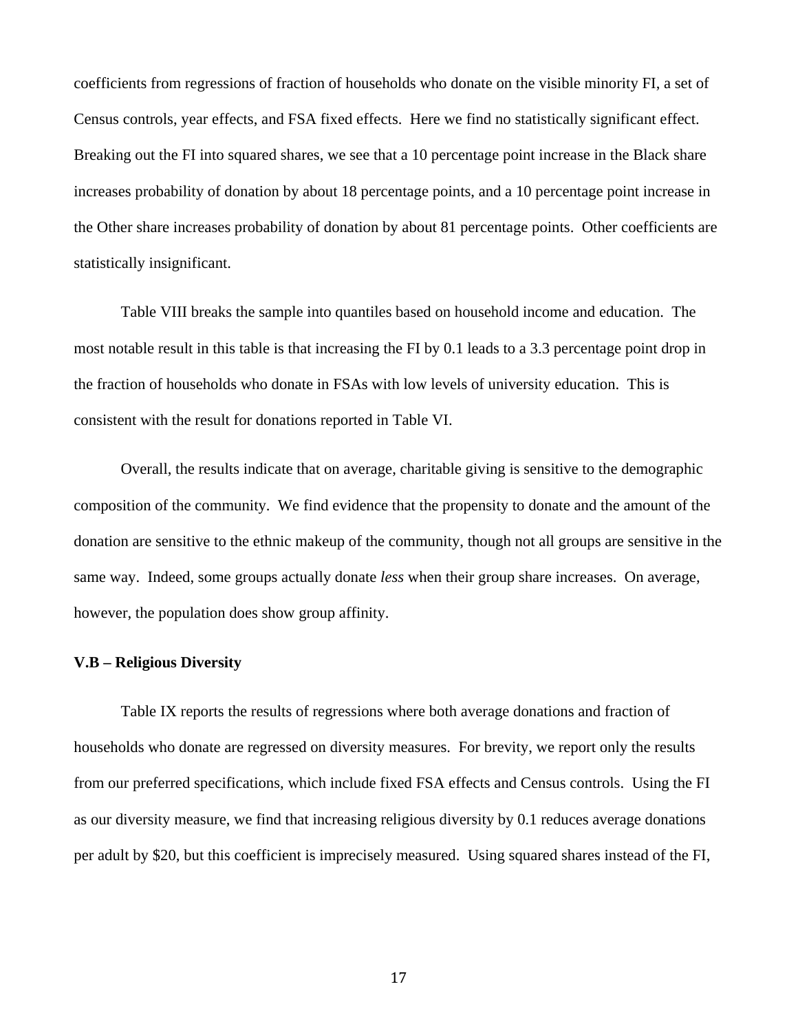coefficients from regressions of fraction of households who donate on the visible minority FI, a set of Census controls, year effects, and FSA fixed effects. Here we find no statistically significant effect. Breaking out the FI into squared shares, we see that a 10 percentage point increase in the Black share increases probability of donation by about 18 percentage points, and a 10 percentage point increase in the Other share increases probability of donation by about 81 percentage points. Other coefficients are statistically insignificant.

Table VIII breaks the sample into quantiles based on household income and education. The most notable result in this table is that increasing the FI by 0.1 leads to a 3.3 percentage point drop in the fraction of households who donate in FSAs with low levels of university education. This is consistent with the result for donations reported in Table VI.

Overall, the results indicate that on average, charitable giving is sensitive to the demographic composition of the community. We find evidence that the propensity to donate and the amount of the donation are sensitive to the ethnic makeup of the community, though not all groups are sensitive in the same way. Indeed, some groups actually donate *less* when their group share increases. On average, however, the population does show group affinity.

**V.B – Religious Diversity**

Table IX reports the results of regressions where both average donations and fraction of households who donate are regressed on diversity measures. For brevity, we report only the results from our preferred specifications, which include fixed FSA effects and Census controls. Using the FI as our diversity measure, we find that increasing religious diversity by 0.1 reduces average donations per adult by $20, but this coefficient is imprecisely measured. Using squared shares instead of the FI,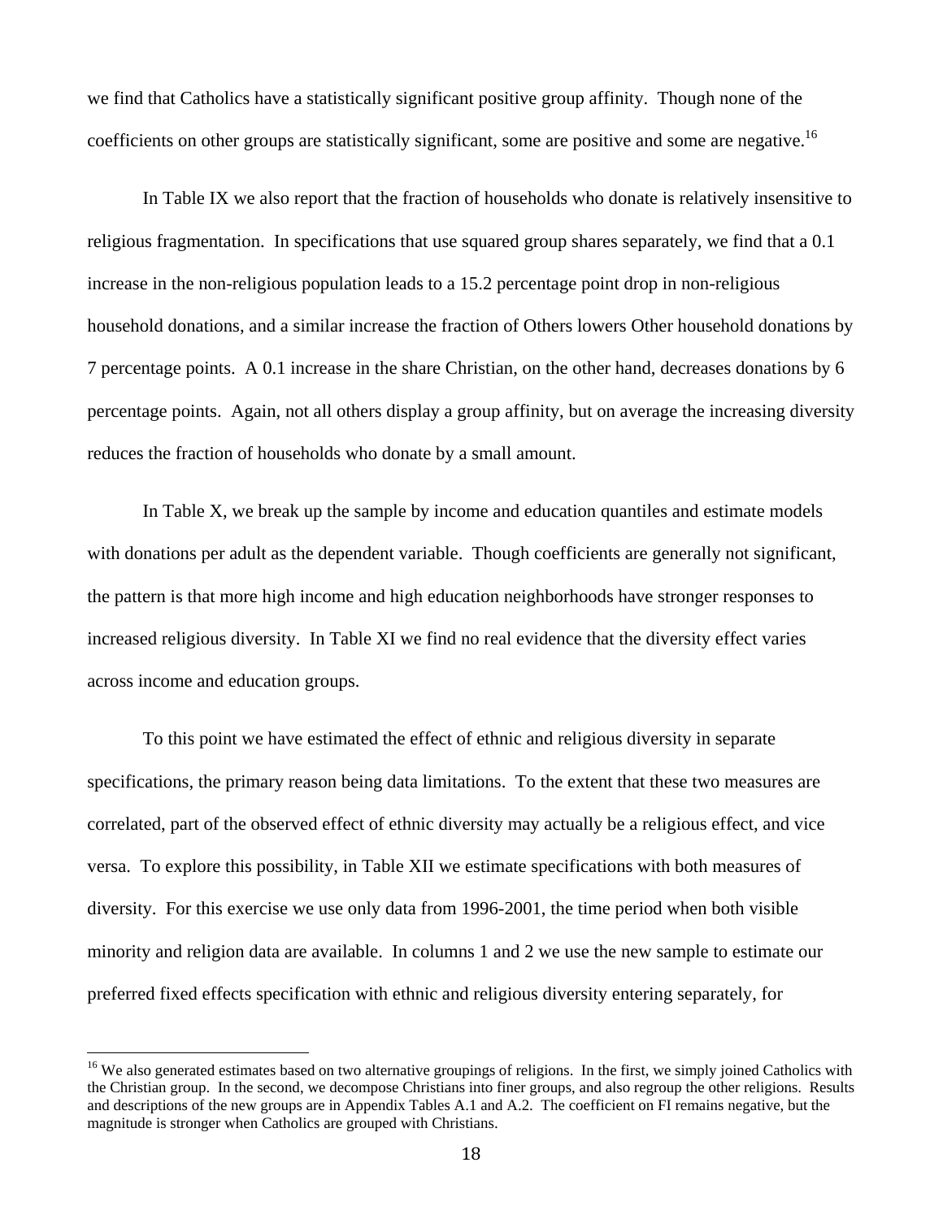we find that Catholics have a statistically significant positive group affinity. Though none of the coefficients on other groups are statistically significant, some are positive and some are negative.[16]

In Table IX we also report that the fraction of households who donate is relatively insensitive to religious fragmentation. In specifications that use squared group shares separately, we find that a 0.1 increase in the non-religious population leads to a 15.2 percentage point drop in non-religious household donations, and a similar increase the fraction of Others lowers Other household donations by 7 percentage points. A 0.1 increase in the share Christian, on the other hand, decreases donations by 6 percentage points. Again, not all others display a group affinity, but on average the increasing diversity reduces the fraction of households who donate by a small amount.

In Table X, we break up the sample by income and education quantiles and estimate models with donations per adult as the dependent variable. Though coefficients are generally not significant, the pattern is that more high income and high education neighborhoods have stronger responses to increased religious diversity. In Table XI we find no real evidence that the diversity effect varies across income and education groups.

To this point we have estimated the effect of ethnic and religious diversity in separate specifications, the primary reason being data limitations. To the extent that these two measures are correlated, part of the observed effect of ethnic diversity may actually be a religious effect, and vice versa. To explore this possibility, in Table XII we estimate specifications with both measures of diversity. For this exercise we use only data from 1996-2001, the time period when both visible minority and religion data are available. In columns 1 and 2 we use the new sample to estimate our preferred fixed effects specification with ethnic and religious diversity entering separately, for

[16] We also generated estimates based on two alternative groupings of religions. In the first, we simply joined Catholics with the Christian group. In the second, we decompose Christians into finer groups, and also regroup the other religions. Results and descriptions of the new groups are in Appendix Tables A.1 and A.2. The coefficient on FI remains negative, but the magnitude is stronger when Catholics are grouped with Christians.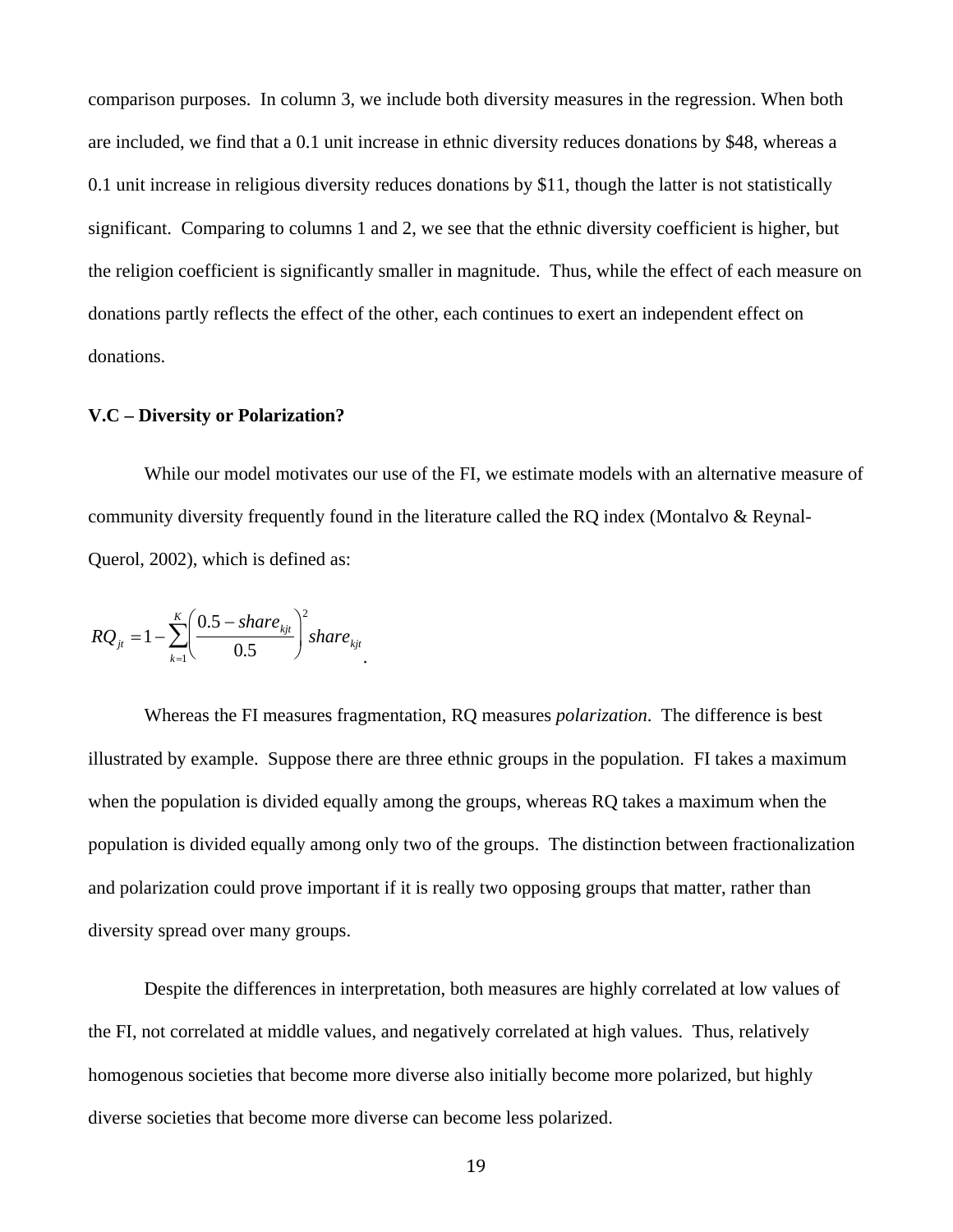comparison purposes. In column 3, we include both diversity measures in the regression. When both are included, we find that a 0.1 unit increase in ethnic diversity reduces donations by $48, whereas a 0.1 unit increase in religious diversity reduces donations by $11, though the latter is not statistically significant. Comparing to columns 1 and 2, we see that the ethnic diversity coefficient is higher, but the religion coefficient is significantly smaller in magnitude. Thus, while the effect of each measure on donations partly reflects the effect of the other, each continues to exert an independent effect on donations.

### V.C – Diversity or Polarization?

While our model motivates our use of the FI, we estimate models with an alternative measure of community diversity frequently found in the literature called the RQ index (Montalvo & Reynal-Querol, 2002), which is defined as:

$$RQ_{jt} = 1 - \sum_{k=1}^{K} \left( \frac{0.5 - share_{kjt}}{0.5} \right)^2 share_{kjt} .$$

Whereas the FI measures fragmentation, RQ measures *polarization*. The difference is best illustrated by example. Suppose there are three ethnic groups in the population. FI takes a maximum when the population is divided equally among the groups, whereas RQ takes a maximum when the population is divided equally among only two of the groups. The distinction between fractionalization and polarization could prove important if it is really two opposing groups that matter, rather than diversity spread over many groups.

Despite the differences in interpretation, both measures are highly correlated at low values of the FI, not correlated at middle values, and negatively correlated at high values. Thus, relatively homogenous societies that become more diverse also initially become more polarized, but highly diverse societies that become more diverse can become less polarized.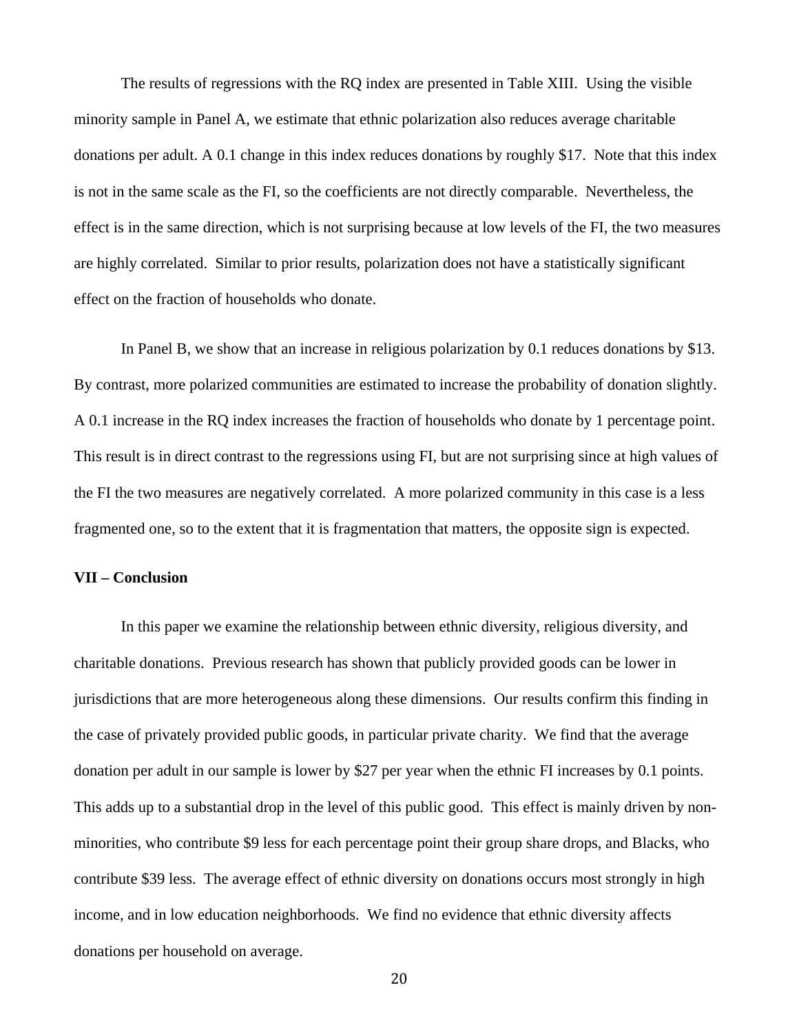The results of regressions with the RQ index are presented in Table XIII. Using the visible minority sample in Panel A, we estimate that ethnic polarization also reduces average charitable donations per adult. A 0.1 change in this index reduces donations by roughly $17. Note that this index is not in the same scale as the FI, so the coefficients are not directly comparable. Nevertheless, the effect is in the same direction, which is not surprising because at low levels of the FI, the two measures are highly correlated. Similar to prior results, polarization does not have a statistically significant effect on the fraction of households who donate.

In Panel B, we show that an increase in religious polarization by 0.1 reduces donations by $13. By contrast, more polarized communities are estimated to increase the probability of donation slightly. A 0.1 increase in the RQ index increases the fraction of households who donate by 1 percentage point. This result is in direct contrast to the regressions using FI, but are not surprising since at high values of the FI the two measures are negatively correlated. A more polarized community in this case is a less fragmented one, so to the extent that it is fragmentation that matters, the opposite sign is expected.

## VII – Conclusion

In this paper we examine the relationship between ethnic diversity, religious diversity, and charitable donations. Previous research has shown that publicly provided goods can be lower in jurisdictions that are more heterogeneous along these dimensions. Our results confirm this finding in the case of privately provided public goods, in particular private charity. We find that the average donation per adult in our sample is lower by $27 per year when the ethnic FI increases by 0.1 points. This adds up to a substantial drop in the level of this public good. This effect is mainly driven by non-minorities, who contribute $9 less for each percentage point their group share drops, and Blacks, who contribute $39 less. The average effect of ethnic diversity on donations occurs most strongly in high income, and in low education neighborhoods. We find no evidence that ethnic diversity affects donations per household on average.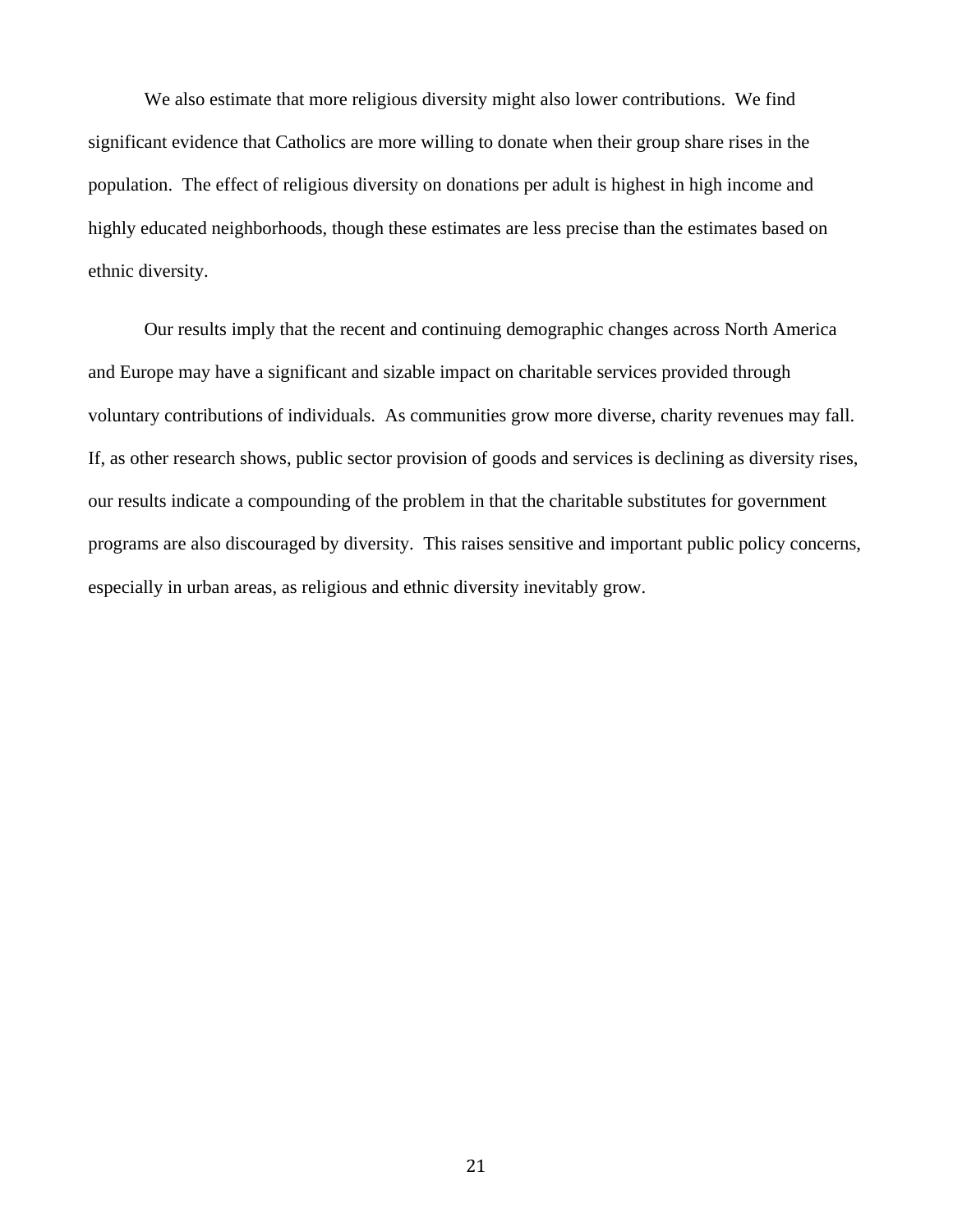We also estimate that more religious diversity might also lower contributions. We find significant evidence that Catholics are more willing to donate when their group share rises in the population. The effect of religious diversity on donations per adult is highest in high income and highly educated neighborhoods, though these estimates are less precise than the estimates based on ethnic diversity.

Our results imply that the recent and continuing demographic changes across North America and Europe may have a significant and sizable impact on charitable services provided through voluntary contributions of individuals. As communities grow more diverse, charity revenues may fall. If, as other research shows, public sector provision of goods and services is declining as diversity rises, our results indicate a compounding of the problem in that the charitable substitutes for government programs are also discouraged by diversity. This raises sensitive and important public policy concerns, especially in urban areas, as religious and ethnic diversity inevitably grow.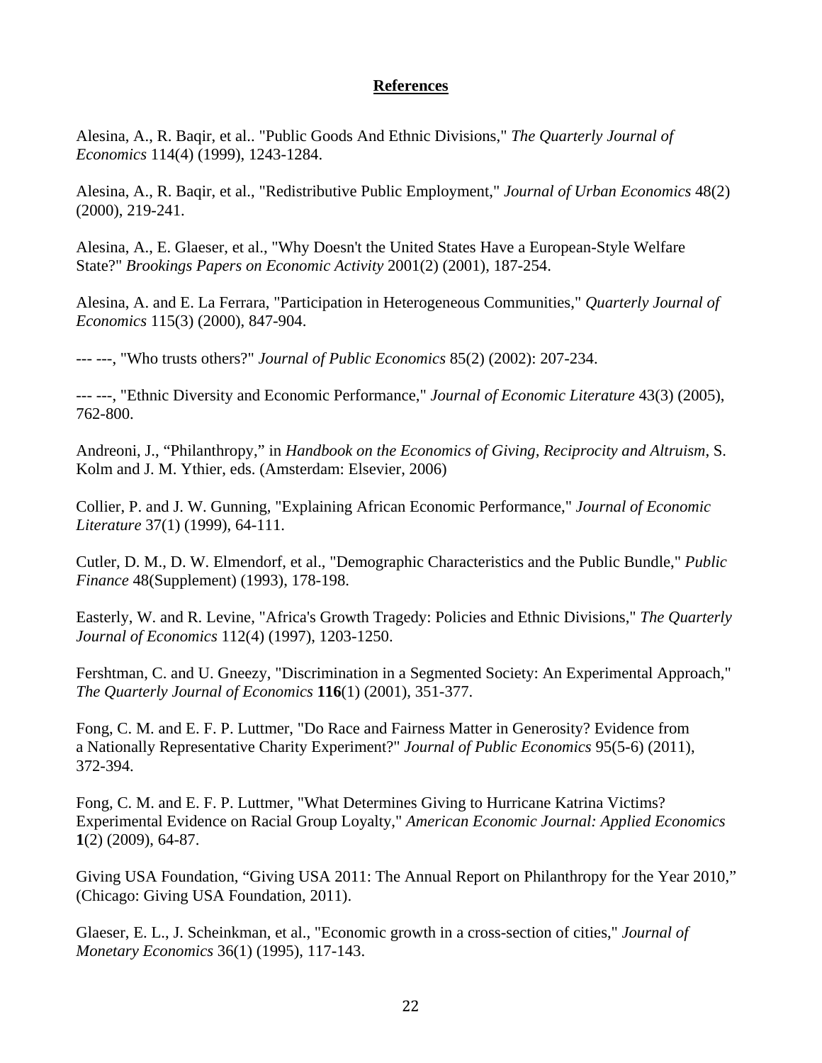## References

Alesina, A., R. Baqir, et al.. "Public Goods And Ethnic Divisions," *The Quarterly Journal of Economics* 114(4) (1999), 1243-1284.

Alesina, A., R. Baqir, et al., "Redistributive Public Employment," *Journal of Urban Economics* 48(2) (2000), 219-241.

Alesina, A., E. Glaeser, et al., "Why Doesn't the United States Have a European-Style Welfare State?" *Brookings Papers on Economic Activity* 2001(2) (2001), 187-254.

Alesina, A. and E. La Ferrara, "Participation in Heterogeneous Communities," *Quarterly Journal of Economics* 115(3) (2000), 847-904.

--- ---, "Who trusts others?" *Journal of Public Economics* 85(2) (2002): 207-234.

--- ---, "Ethnic Diversity and Economic Performance," *Journal of Economic Literature* 43(3) (2005), 762-800.

Andreoni, J., "Philanthropy," in *Handbook on the Economics of Giving, Reciprocity and Altruism*, S. Kolm and J. M. Ythier, eds. (Amsterdam: Elsevier, 2006)

Collier, P. and J. W. Gunning, "Explaining African Economic Performance," *Journal of Economic Literature* 37(1) (1999), 64-111.

Cutler, D. M., D. W. Elmendorf, et al., "Demographic Characteristics and the Public Bundle," *Public Finance* 48(Supplement) (1993), 178-198.

Easterly, W. and R. Levine, "Africa's Growth Tragedy: Policies and Ethnic Divisions," *The Quarterly Journal of Economics* 112(4) (1997), 1203-1250.

Fershtman, C. and U. Gneezy, "Discrimination in a Segmented Society: An Experimental Approach," *The Quarterly Journal of Economics* **116**(1) (2001), 351-377.

Fong, C. M. and E. F. P. Luttmer, "Do Race and Fairness Matter in Generosity? Evidence from a Nationally Representative Charity Experiment?" *Journal of Public Economics* 95(5-6) (2011), 372-394.

Fong, C. M. and E. F. P. Luttmer, "What Determines Giving to Hurricane Katrina Victims? Experimental Evidence on Racial Group Loyalty," *American Economic Journal: Applied Economics* **1**(2) (2009), 64-87.

Giving USA Foundation, "Giving USA 2011: The Annual Report on Philanthropy for the Year 2010," (Chicago: Giving USA Foundation, 2011).

Glaeser, E. L., J. Scheinkman, et al., "Economic growth in a cross-section of cities," *Journal of Monetary Economics* 36(1) (1995), 117-143.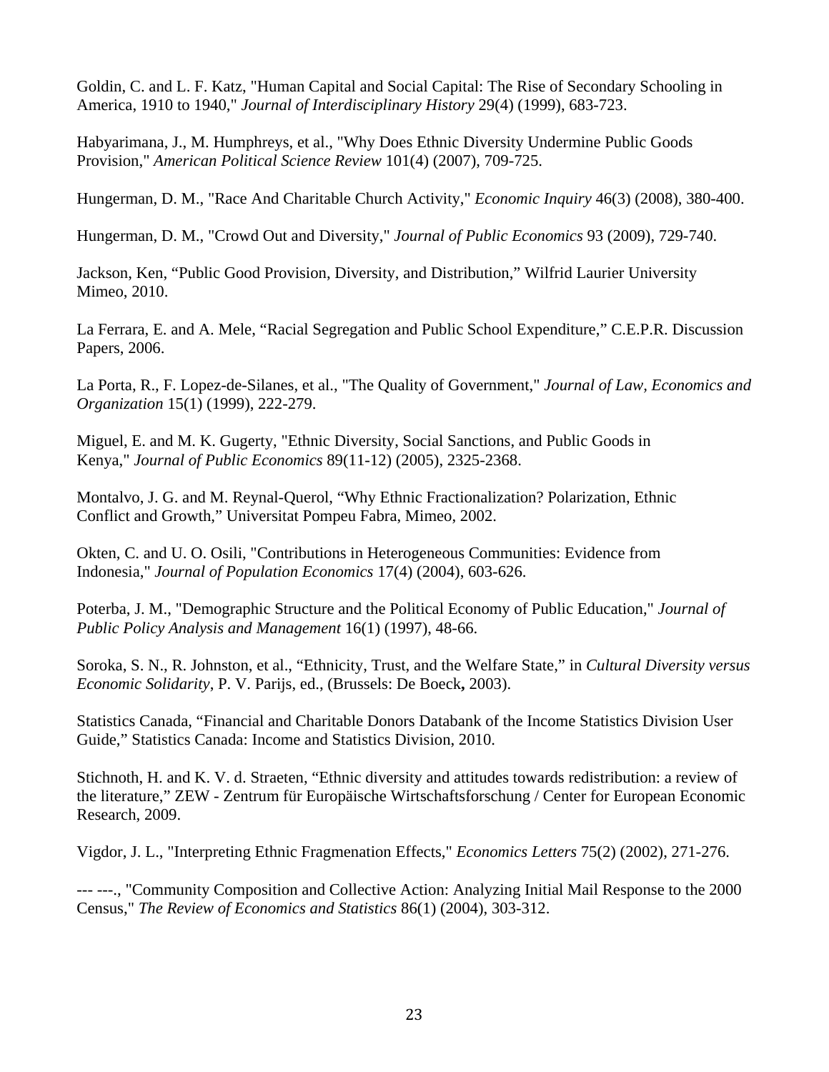Goldin, C. and L. F. Katz, "Human Capital and Social Capital: The Rise of Secondary Schooling in America, 1910 to 1940," *Journal of Interdisciplinary History* 29(4) (1999), 683-723.

Habyarimana, J., M. Humphreys, et al., "Why Does Ethnic Diversity Undermine Public Goods Provision," *American Political Science Review* 101(4) (2007), 709-725.

Hungerman, D. M., "Race And Charitable Church Activity," *Economic Inquiry* 46(3) (2008), 380-400.

Hungerman, D. M., "Crowd Out and Diversity," *Journal of Public Economics* 93 (2009), 729-740.

Jackson, Ken, "Public Good Provision, Diversity, and Distribution," Wilfrid Laurier University Mimeo, 2010.

La Ferrara, E. and A. Mele, "Racial Segregation and Public School Expenditure," C.E.P.R. Discussion Papers, 2006.

La Porta, R., F. Lopez-de-Silanes, et al., "The Quality of Government," *Journal of Law, Economics and Organization* 15(1) (1999), 222-279.

Miguel, E. and M. K. Gugerty, "Ethnic Diversity, Social Sanctions, and Public Goods in Kenya," *Journal of Public Economics* 89(11-12) (2005), 2325-2368.

Montalvo, J. G. and M. Reynal-Querol, "Why Ethnic Fractionalization? Polarization, Ethnic Conflict and Growth," Universitat Pompeu Fabra, Mimeo, 2002.

Okten, C. and U. O. Osili, "Contributions in Heterogeneous Communities: Evidence from Indonesia," *Journal of Population Economics* 17(4) (2004), 603-626.

Poterba, J. M., "Demographic Structure and the Political Economy of Public Education," *Journal of Public Policy Analysis and Management* 16(1) (1997), 48-66.

Soroka, S. N., R. Johnston, et al., "Ethnicity, Trust, and the Welfare State," in *Cultural Diversity versus Economic Solidarity*, P. V. Parijs, ed., (Brussels: De Boeck**,** 2003).

Statistics Canada, "Financial and Charitable Donors Databank of the Income Statistics Division User Guide," Statistics Canada: Income and Statistics Division, 2010.

Stichnoth, H. and K. V. d. Straeten, "Ethnic diversity and attitudes towards redistribution: a review of the literature," ZEW - Zentrum für Europäische Wirtschaftsforschung / Center for European Economic Research, 2009.

Vigdor, J. L., "Interpreting Ethnic Fragmenation Effects," *Economics Letters* 75(2) (2002), 271-276.

--- ---., "Community Composition and Collective Action: Analyzing Initial Mail Response to the 2000 Census," *The Review of Economics and Statistics* 86(1) (2004), 303-312.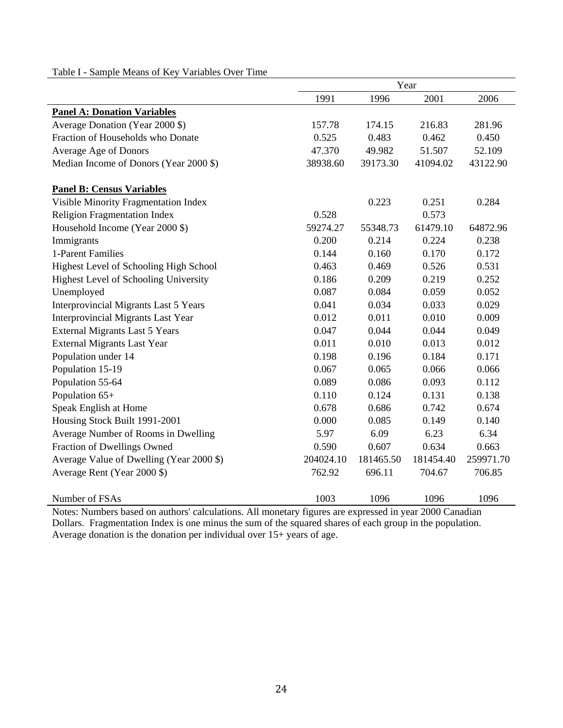Table I - Sample Means of Key Variables Over Time

| | Year | | | |
|---|---|---|---|---|
| | 1991 | 1996 | 2001 | 2006 |
| **Panel A: Donation Variables** | | | | |
| Average Donation (Year 2000 $) | 157.78 | 174.15 | 216.83 | 281.96 |
| Fraction of Households who Donate | 0.525 | 0.483 | 0.462 | 0.450 |
| Average Age of Donors | 47.370 | 49.982 | 51.507 | 52.109 |
| Median Income of Donors (Year 2000 $) | 38938.60 | 39173.30 | 41094.02 | 43122.90 |
| | | | | |
| **Panel B: Census Variables** | | | | |
| Visible Minority Fragmentation Index | | 0.223 | 0.251 | 0.284 |
| Religion Fragmentation Index | 0.528 | | 0.573 | |
| Household Income (Year 2000 $) | 59274.27 | 55348.73 | 61479.10 | 64872.96 |
| Immigrants | 0.200 | 0.214 | 0.224 | 0.238 |
| 1-Parent Families | 0.144 | 0.160 | 0.170 | 0.172 |
| Highest Level of Schooling High School | 0.463 | 0.469 | 0.526 | 0.531 |
| Highest Level of Schooling University | 0.186 | 0.209 | 0.219 | 0.252 |
| Unemployed | 0.087 | 0.084 | 0.059 | 0.052 |
| Interprovincial Migrants Last 5 Years | 0.041 | 0.034 | 0.033 | 0.029 |
| Interprovincial Migrants Last Year | 0.012 | 0.011 | 0.010 | 0.009 |
| External Migrants Last 5 Years | 0.047 | 0.044 | 0.044 | 0.049 |
| External Migrants Last Year | 0.011 | 0.010 | 0.013 | 0.012 |
| Population under 14 | 0.198 | 0.196 | 0.184 | 0.171 |
| Population 15-19 | 0.067 | 0.065 | 0.066 | 0.066 |
| Population 55-64 | 0.089 | 0.086 | 0.093 | 0.112 |
| Population 65+ | 0.110 | 0.124 | 0.131 | 0.138 |
| Speak English at Home | 0.678 | 0.686 | 0.742 | 0.674 |
| Housing Stock Built 1991-2001 | 0.000 | 0.085 | 0.149 | 0.140 |
| Average Number of Rooms in Dwelling | 5.97 | 6.09 | 6.23 | 6.34 |
| Fraction of Dwellings Owned | 0.590 | 0.607 | 0.634 | 0.663 |
| Average Value of Dwelling (Year 2000 $) | 204024.10 | 181465.50 | 181454.40 | 259971.70 |
| Average Rent (Year 2000 $) | 762.92 | 696.11 | 704.67 | 706.85 |
| | | | | |
| Number of FSAs | 1003 | 1096 | 1096 | 1096 |

Notes: Numbers based on authors' calculations. All monetary figures are expressed in year 2000 Canadian Dollars. Fragmentation Index is one minus the sum of the squared shares of each group in the population. Average donation is the donation per individual over 15+ years of age.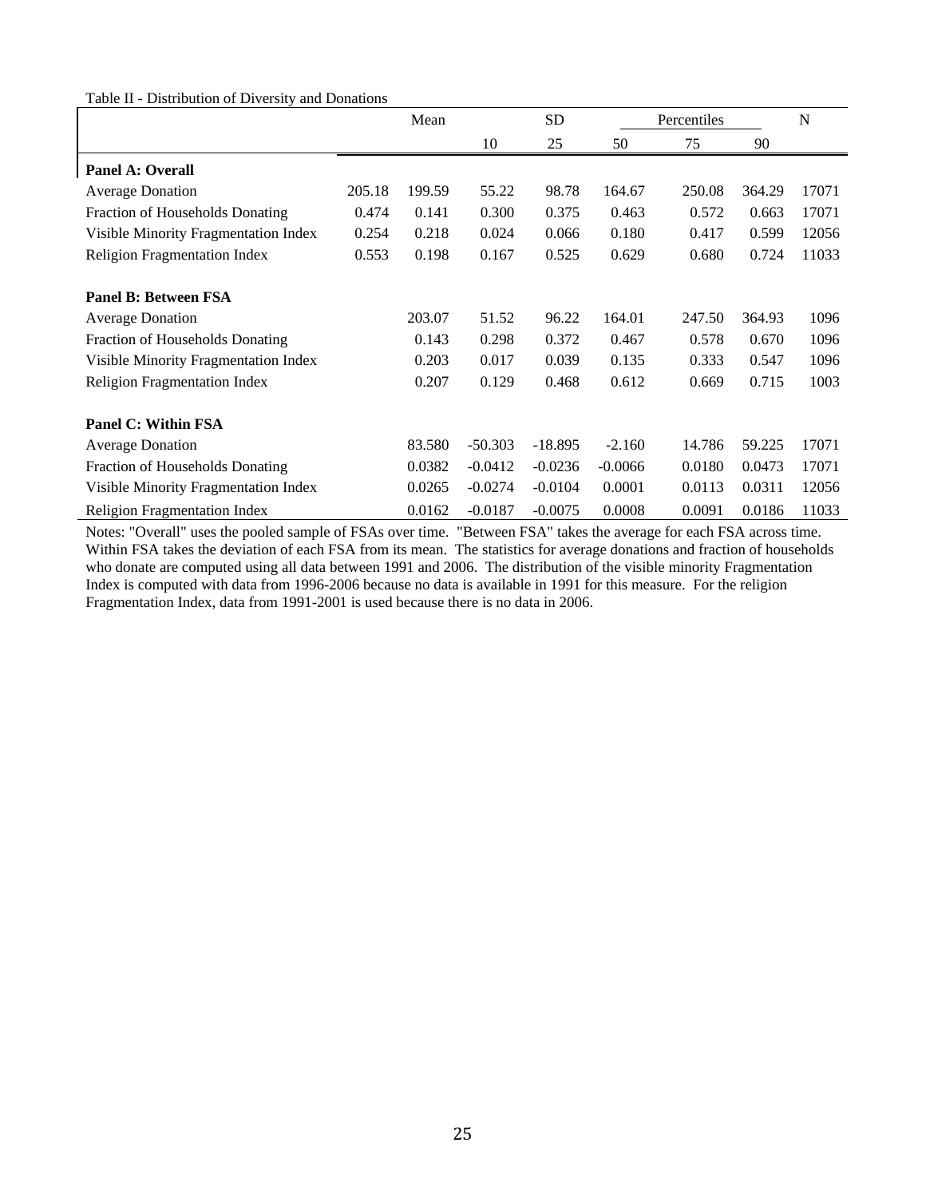Table II - Distribution of Diversity and Donations

| | Mean | SD | Percentiles | | | | | N |
|---|---|---|---|---|---|---|---|---|
| | | | 10 | 25 | 50 | 75 | 90 | |
| **Panel A: Overall** | | | | | | | | |
| Average Donation | 205.18 | 199.59 | 55.22 | 98.78 | 164.67 | 250.08 | 364.29 | 17071 |
| Fraction of Households Donating | 0.474 | 0.141 | 0.300 | 0.375 | 0.463 | 0.572 | 0.663 | 17071 |
| Visible Minority Fragmentation Index | 0.254 | 0.218 | 0.024 | 0.066 | 0.180 | 0.417 | 0.599 | 12056 |
| Religion Fragmentation Index | 0.553 | 0.198 | 0.167 | 0.525 | 0.629 | 0.680 | 0.724 | 11033 |
| **Panel B: Between FSA** | | | | | | | | |
| Average Donation | | 203.07 | 51.52 | 96.22 | 164.01 | 247.50 | 364.93 | 1096 |
| Fraction of Households Donating | | 0.143 | 0.298 | 0.372 | 0.467 | 0.578 | 0.670 | 1096 |
| Visible Minority Fragmentation Index | | 0.203 | 0.017 | 0.039 | 0.135 | 0.333 | 0.547 | 1096 |
| Religion Fragmentation Index | | 0.207 | 0.129 | 0.468 | 0.612 | 0.669 | 0.715 | 1003 |
| **Panel C: Within FSA** | | | | | | | | |
| Average Donation | | 83.580 | -50.303 | -18.895 | -2.160 | 14.786 | 59.225 | 17071 |
| Fraction of Households Donating | | 0.0382 | -0.0412 | -0.0236 | -0.0066 | 0.0180 | 0.0473 | 17071 |
| Visible Minority Fragmentation Index | | 0.0265 | -0.0274 | -0.0104 | 0.0001 | 0.0113 | 0.0311 | 12056 |
| Religion Fragmentation Index | | 0.0162 | -0.0187 | -0.0075 | 0.0008 | 0.0091 | 0.0186 | 11033 |

Notes: "Overall" uses the pooled sample of FSAs over time. "Between FSA" takes the average for each FSA across time. Within FSA takes the deviation of each FSA from its mean. The statistics for average donations and fraction of households who donate are computed using all data between 1991 and 2006. The distribution of the visible minority Fragmentation Index is computed with data from 1996-2006 because no data is available in 1991 for this measure. For the religion Fragmentation Index, data from 1991-2001 is used because there is no data in 2006.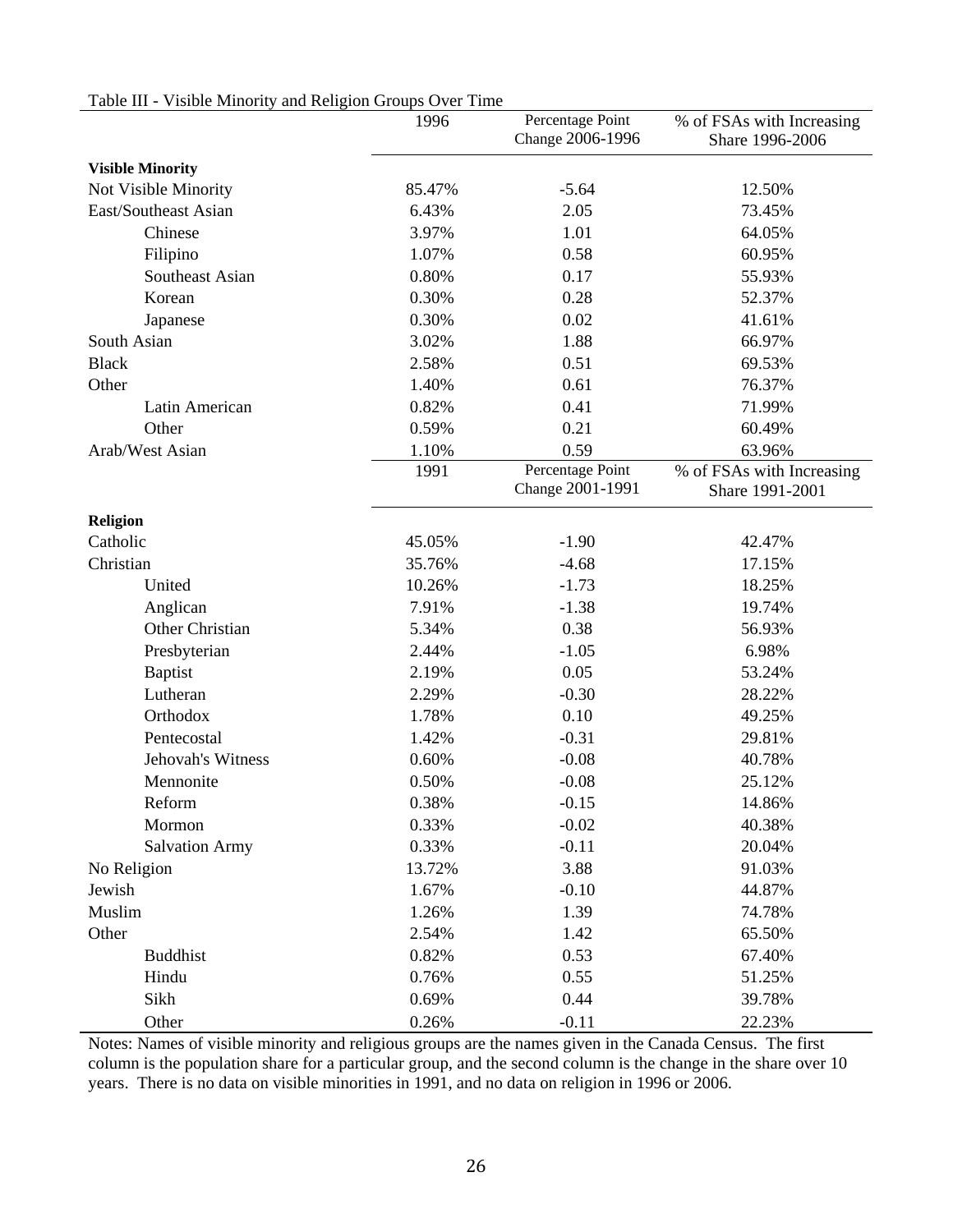Table III - Visible Minority and Religion Groups Over Time

| | 1996 | Percentage Point Change 2006-1996 | % of FSAs with Increasing Share 1996-2006 |
|---|---|---|---|
| **Visible Minority** | | | |
| Not Visible Minority | 85.47% | -5.64 | 12.50% |
| East/Southeast Asian | 6.43% | 2.05 | 73.45% |
| Chinese | 3.97% | 1.01 | 64.05% |
| Filipino | 1.07% | 0.58 | 60.95% |
| Southeast Asian | 0.80% | 0.17 | 55.93% |
| Korean | 0.30% | 0.28 | 52.37% |
| Japanese | 0.30% | 0.02 | 41.61% |
| South Asian | 3.02% | 1.88 | 66.97% |
| Black | 2.58% | 0.51 | 69.53% |
| Other | 1.40% | 0.61 | 76.37% |
| Latin American | 0.82% | 0.41 | 71.99% |
| Other | 0.59% | 0.21 | 60.49% |
| Arab/West Asian | 1.10% | 0.59 | 63.96% |
| | **1991** | **Percentage Point Change 2001-1991** | **% of FSAs with Increasing Share 1991-2001** |
| **Religion** | | | |
| Catholic | 45.05% | -1.90 | 42.47% |
| Christian | 35.76% | -4.68 | 17.15% |
| United | 10.26% | -1.73 | 18.25% |
| Anglican | 7.91% | -1.38 | 19.74% |
| Other Christian | 5.34% | 0.38 | 56.93% |
| Presbyterian | 2.44% | -1.05 | 6.98% |
| Baptist | 2.19% | 0.05 | 53.24% |
| Lutheran | 2.29% | -0.30 | 28.22% |
| Orthodox | 1.78% | 0.10 | 49.25% |
| Pentecostal | 1.42% | -0.31 | 29.81% |
| Jehovah's Witness | 0.60% | -0.08 | 40.78% |
| Mennonite | 0.50% | -0.08 | 25.12% |
| Reform | 0.38% | -0.15 | 14.86% |
| Mormon | 0.33% | -0.02 | 40.38% |
| Salvation Army | 0.33% | -0.11 | 20.04% |
| No Religion | 13.72% | 3.88 | 91.03% |
| Jewish | 1.67% | -0.10 | 44.87% |
| Muslim | 1.26% | 1.39 | 74.78% |
| Other | 2.54% | 1.42 | 65.50% |
| Buddhist | 0.82% | 0.53 | 67.40% |
| Hindu | 0.76% | 0.55 | 51.25% |
| Sikh | 0.69% | 0.44 | 39.78% |
| Other | 0.26% | -0.11 | 22.23% |

Notes: Names of visible minority and religious groups are the names given in the Canada Census. The first column is the population share for a particular group, and the second column is the change in the share over 10 years. There is no data on visible minorities in 1991, and no data on religion in 1996 or 2006.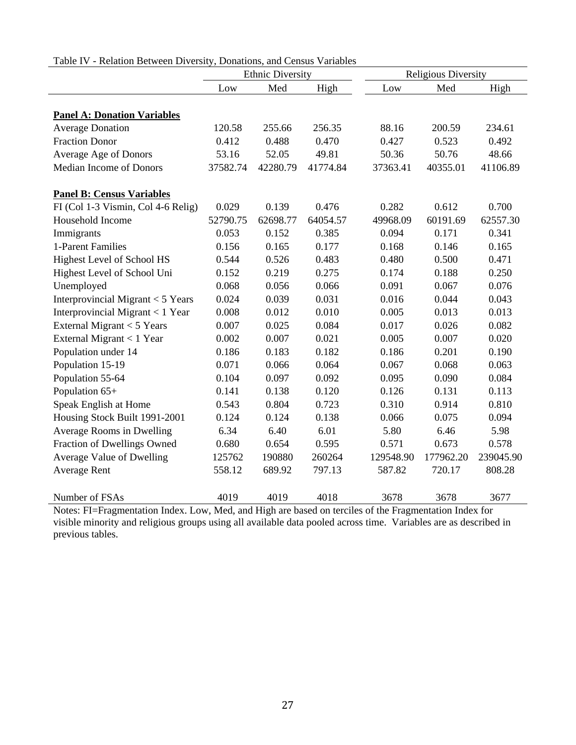Table IV - Relation Between Diversity, Donations, and Census Variables

| | Ethnic Diversity | | | Religious Diversity | | |
|---|---|---|---|---|---|---|
| | Low | Med | High | Low | Med | High |
| **Panel A: Donation Variables** | | | | | | |
| Average Donation | 120.58 | 255.66 | 256.35 | 88.16 | 200.59 | 234.61 |
| Fraction Donor | 0.412 | 0.488 | 0.470 | 0.427 | 0.523 | 0.492 |
| Average Age of Donors | 53.16 | 52.05 | 49.81 | 50.36 | 50.76 | 48.66 |
| Median Income of Donors | 37582.74 | 42280.79 | 41774.84 | 37363.41 | 40355.01 | 41106.89 |
| **Panel B: Census Variables** | | | | | | |
| FI (Col 1-3 Vismin, Col 4-6 Relig) | 0.029 | 0.139 | 0.476 | 0.282 | 0.612 | 0.700 |
| Household Income | 52790.75 | 62698.77 | 64054.57 | 49968.09 | 60191.69 | 62557.30 |
| Immigrants | 0.053 | 0.152 | 0.385 | 0.094 | 0.171 | 0.341 |
| 1-Parent Families | 0.156 | 0.165 | 0.177 | 0.168 | 0.146 | 0.165 |
| Highest Level of School HS | 0.544 | 0.526 | 0.483 | 0.480 | 0.500 | 0.471 |
| Highest Level of School Uni | 0.152 | 0.219 | 0.275 | 0.174 | 0.188 | 0.250 |
| Unemployed | 0.068 | 0.056 | 0.066 | 0.091 | 0.067 | 0.076 |
| Interprovincial Migrant < 5 Years | 0.024 | 0.039 | 0.031 | 0.016 | 0.044 | 0.043 |
| Interprovincial Migrant < 1 Year | 0.008 | 0.012 | 0.010 | 0.005 | 0.013 | 0.013 |
| External Migrant < 5 Years | 0.007 | 0.025 | 0.084 | 0.017 | 0.026 | 0.082 |
| External Migrant < 1 Year | 0.002 | 0.007 | 0.021 | 0.005 | 0.007 | 0.020 |
| Population under 14 | 0.186 | 0.183 | 0.182 | 0.186 | 0.201 | 0.190 |
| Population 15-19 | 0.071 | 0.066 | 0.064 | 0.067 | 0.068 | 0.063 |
| Population 55-64 | 0.104 | 0.097 | 0.092 | 0.095 | 0.090 | 0.084 |
| Population 65+ | 0.141 | 0.138 | 0.120 | 0.126 | 0.131 | 0.113 |
| Speak English at Home | 0.543 | 0.804 | 0.723 | 0.310 | 0.914 | 0.810 |
| Housing Stock Built 1991-2001 | 0.124 | 0.124 | 0.138 | 0.066 | 0.075 | 0.094 |
| Average Rooms in Dwelling | 6.34 | 6.40 | 6.01 | 5.80 | 6.46 | 5.98 |
| Fraction of Dwellings Owned | 0.680 | 0.654 | 0.595 | 0.571 | 0.673 | 0.578 |
| Average Value of Dwelling | 125762 | 190880 | 260264 | 129548.90 | 177962.20 | 239045.90 |
| Average Rent | 558.12 | 689.92 | 797.13 | 587.82 | 720.17 | 808.28 |
| Number of FSAs | 4019 | 4019 | 4018 | 3678 | 3678 | 3677 |

Notes: FI=Fragmentation Index. Low, Med, and High are based on terciles of the Fragmentation Index for visible minority and religious groups using all available data pooled across time. Variables are as described in previous tables.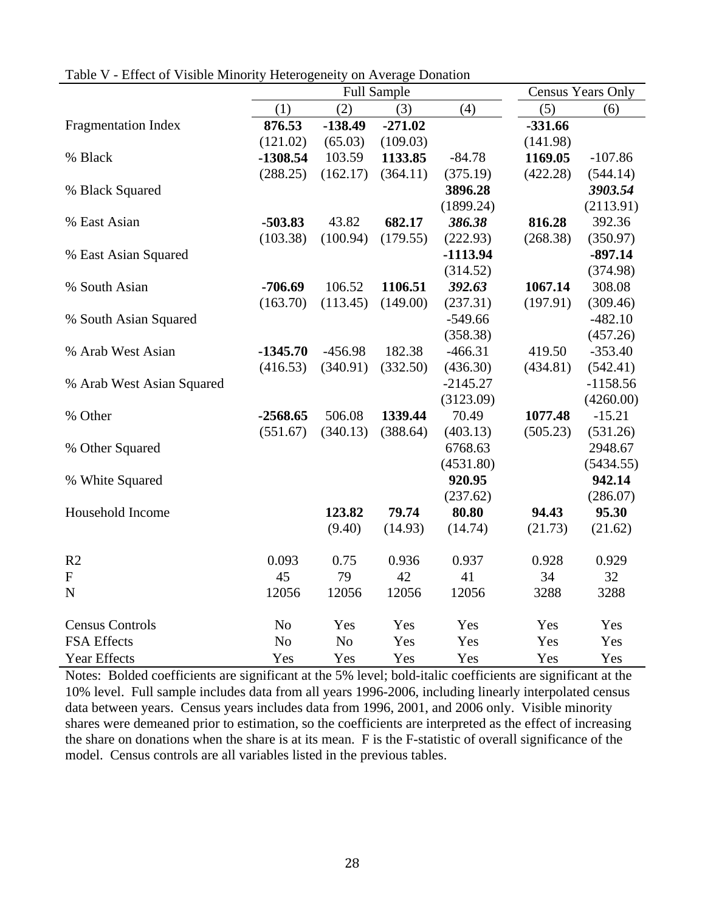Table V - Effect of Visible Minority Heterogeneity on Average Donation

| | Full Sample | | | | Census Years Only | |
|---|---|---|---|---|---|---|
| | (1) | (2) | (3) | (4) | (5) | (6) |
| Fragmentation Index | **876.53** | **-138.49** | **-271.02** | | **-331.66** | |
| | (121.02) | (65.03) | (109.03) | | (141.98) | |
| % Black | **-1308.54** | 103.59 | **1133.85** | -84.78 | **1169.05** | -107.86 |
| | (288.25) | (162.17) | (364.11) | (375.19) | (422.28) | (544.14) |
| % Black Squared | | | | **3896.28** | | ***3903.54*** |
| | | | | (1899.24) | | (2113.91) |
| % East Asian | **-503.83** | 43.82 | **682.17** | ***386.38*** | **816.28** | 392.36 |
| | (103.38) | (100.94) | (179.55) | (222.93) | (268.38) | (350.97) |
| % East Asian Squared | | | | **-1113.94** | | **-897.14** |
| | | | | (314.52) | | (374.98) |
| % South Asian | **-706.69** | 106.52 | **1106.51** | ***392.63*** | **1067.14** | 308.08 |
| | (163.70) | (113.45) | (149.00) | (237.31) | (197.91) | (309.46) |
| % South Asian Squared | | | | -549.66 | | -482.10 |
| | | | | (358.38) | | (457.26) |
| % Arab West Asian | **-1345.70** | -456.98 | 182.38 | -466.31 | 419.50 | -353.40 |
| | (416.53) | (340.91) | (332.50) | (436.30) | (434.81) | (542.41) |
| % Arab West Asian Squared | | | | -2145.27 | | -1158.56 |
| | | | | (3123.09) | | (4260.00) |
| % Other | **-2568.65** | 506.08 | **1339.44** | 70.49 | **1077.48** | -15.21 |
| | (551.67) | (340.13) | (388.64) | (403.13) | (505.23) | (531.26) |
| % Other Squared | | | | 6768.63 | | 2948.67 |
| | | | | (4531.80) | | (5434.55) |
| % White Squared | | | | **920.95** | | **942.14** |
| | | | | (237.62) | | (286.07) |
| Household Income | | **123.82** | **79.74** | **80.80** | **94.43** | **95.30** |
| | | (9.40) | (14.93) | (14.74) | (21.73) | (21.62) |
| R2 | 0.093 | 0.75 | 0.936 | 0.937 | 0.928 | 0.929 |
| F | 45 | 79 | 42 | 41 | 34 | 32 |
| N | 12056 | 12056 | 12056 | 12056 | 3288 | 3288 |
| Census Controls | No | Yes | Yes | Yes | Yes | Yes |
| FSA Effects | No | No | Yes | Yes | Yes | Yes |
| Year Effects | Yes | Yes | Yes | Yes | Yes | Yes |

Notes: Bolded coefficients are significant at the 5% level; bold-italic coefficients are significant at the 10% level. Full sample includes data from all years 1996-2006, including linearly interpolated census data between years. Census years includes data from 1996, 2001, and 2006 only. Visible minority shares were demeaned prior to estimation, so the coefficients are interpreted as the effect of increasing the share on donations when the share is at its mean. F is the F-statistic of overall significance of the model. Census controls are all variables listed in the previous tables.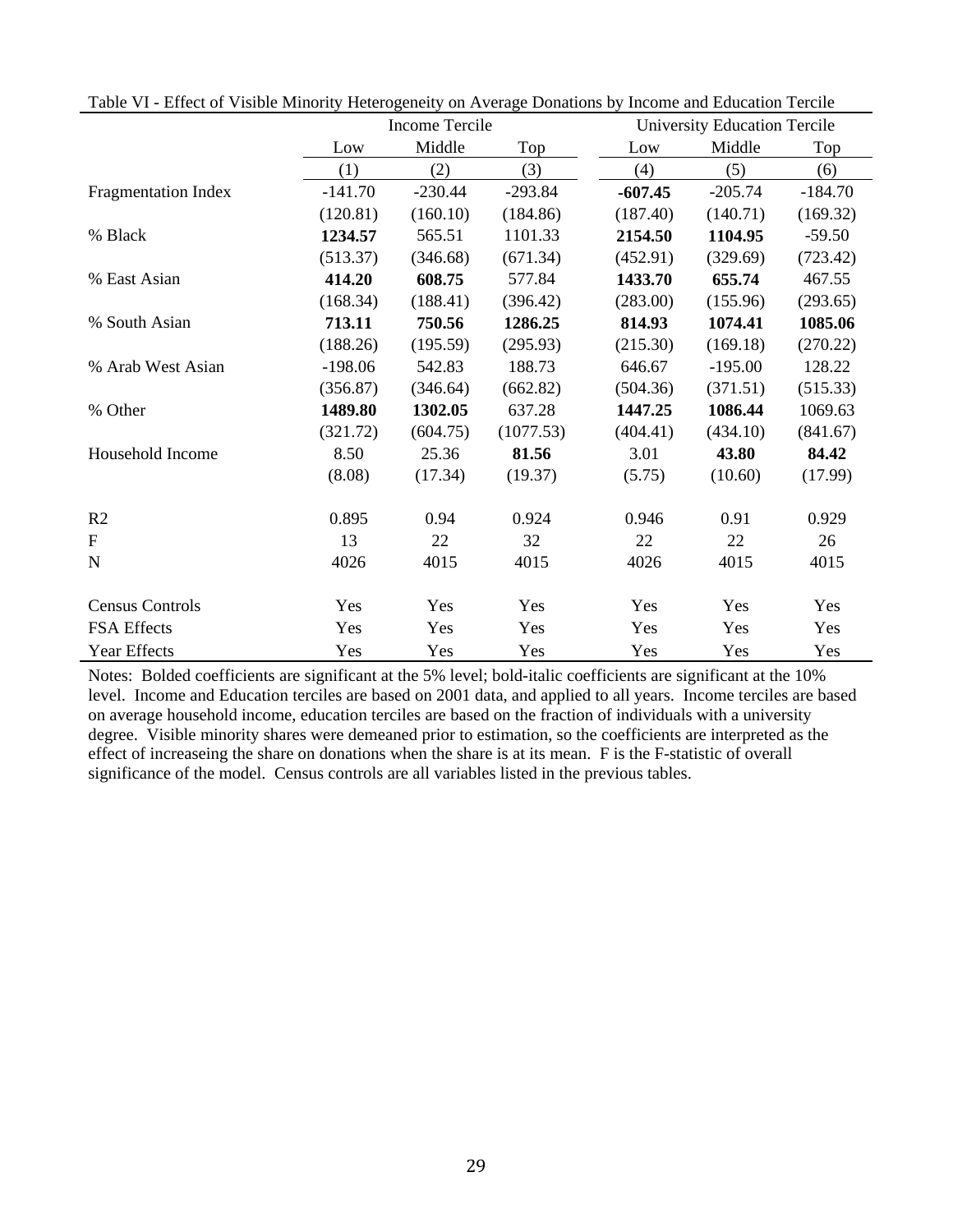Table VI - Effect of Visible Minority Heterogeneity on Average Donations by Income and Education Tercile

| | Income Tercile | | | University Education Tercile | | |
|---|---|---|---|---|---|---|
| | Low | Middle | Top | Low | Middle | Top |
| | (1) | (2) | (3) | (4) | (5) | (6) |
| Fragmentation Index | -141.70 | -230.44 | -293.84 | **-607.45** | -205.74 | -184.70 |
| | (120.81) | (160.10) | (184.86) | (187.40) | (140.71) | (169.32) |
| % Black | **1234.57** | 565.51 | 1101.33 | **2154.50** | **1104.95** | -59.50 |
| | (513.37) | (346.68) | (671.34) | (452.91) | (329.69) | (723.42) |
| % East Asian | **414.20** | **608.75** | 577.84 | **1433.70** | **655.74** | 467.55 |
| | (168.34) | (188.41) | (396.42) | (283.00) | (155.96) | (293.65) |
| % South Asian | **713.11** | **750.56** | **1286.25** | **814.93** | **1074.41** | **1085.06** |
| | (188.26) | (195.59) | (295.93) | (215.30) | (169.18) | (270.22) |
| % Arab West Asian | -198.06 | 542.83 | 188.73 | 646.67 | -195.00 | 128.22 |
| | (356.87) | (346.64) | (662.82) | (504.36) | (371.51) | (515.33) |
| % Other | **1489.80** | **1302.05** | 637.28 | **1447.25** | **1086.44** | 1069.63 |
| | (321.72) | (604.75) | (1077.53) | (404.41) | (434.10) | (841.67) |
| Household Income | 8.50 | 25.36 | **81.56** | 3.01 | **43.80** | **84.42** |
| | (8.08) | (17.34) | (19.37) | (5.75) | (10.60) | (17.99) |
| R2 | 0.895 | 0.94 | 0.924 | 0.946 | 0.91 | 0.929 |
| F | 13 | 22 | 32 | 22 | 22 | 26 |
| N | 4026 | 4015 | 4015 | 4026 | 4015 | 4015 |
| Census Controls | Yes | Yes | Yes | Yes | Yes | Yes |
| FSA Effects | Yes | Yes | Yes | Yes | Yes | Yes |
| Year Effects | Yes | Yes | Yes | Yes | Yes | Yes |

Notes: Bolded coefficients are significant at the 5% level; bold-italic coefficients are significant at the 10% level. Income and Education terciles are based on 2001 data, and applied to all years. Income terciles are based on average household income, education terciles are based on the fraction of individuals with a university degree. Visible minority shares were demeaned prior to estimation, so the coefficients are interpreted as the effect of increaseing the share on donations when the share is at its mean. F is the F-statistic of overall significance of the model. Census controls are all variables listed in the previous tables.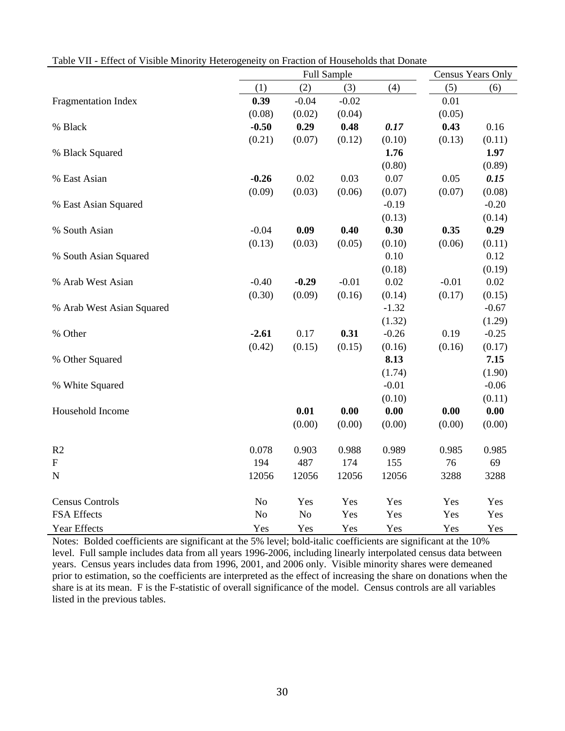Table VII - Effect of Visible Minority Heterogeneity on Fraction of Households that Donate

| | Full Sample | | | | Census Years Only | |
|---|---|---|---|---|---|---|
| | (1) | (2) | (3) | (4) | (5) | (6) |
| Fragmentation Index | **0.39** | -0.04 | -0.02 | | 0.01 | |
| | (0.08) | (0.02) | (0.04) | | (0.05) | |
| % Black | **-0.50** | **0.29** | **0.48** | ***0.17*** | **0.43** | 0.16 |
| | (0.21) | (0.07) | (0.12) | (0.10) | (0.13) | (0.11) |
| % Black Squared | | | | **1.76** | | **1.97** |
| | | | | (0.80) | | (0.89) |
| % East Asian | **-0.26** | 0.02 | 0.03 | 0.07 | 0.05 | ***0.15*** |
| | (0.09) | (0.03) | (0.06) | (0.07) | (0.07) | (0.08) |
| % East Asian Squared | | | | -0.19 | | -0.20 |
| | | | | (0.13) | | (0.14) |
| % South Asian | -0.04 | **0.09** | **0.40** | **0.30** | **0.35** | **0.29** |
| | (0.13) | (0.03) | (0.05) | (0.10) | (0.06) | (0.11) |
| % South Asian Squared | | | | 0.10 | | 0.12 |
| | | | | (0.18) | | (0.19) |
| % Arab West Asian | -0.40 | **-0.29** | -0.01 | 0.02 | -0.01 | 0.02 |
| | (0.30) | (0.09) | (0.16) | (0.14) | (0.17) | (0.15) |
| % Arab West Asian Squared | | | | -1.32 | | -0.67 |
| | | | | (1.32) | | (1.29) |
| % Other | **-2.61** | 0.17 | **0.31** | -0.26 | 0.19 | -0.25 |
| | (0.42) | (0.15) | (0.15) | (0.16) | (0.16) | (0.17) |
| % Other Squared | | | | **8.13** | | **7.15** |
| | | | | (1.74) | | (1.90) |
| % White Squared | | | | -0.01 | | -0.06 |
| | | | | (0.10) | | (0.11) |
| Household Income | | **0.01** | **0.00** | **0.00** | **0.00** | **0.00** |
| | | (0.00) | (0.00) | (0.00) | (0.00) | (0.00) |
| R2 | 0.078 | 0.903 | 0.988 | 0.989 | 0.985 | 0.985 |
| F | 194 | 487 | 174 | 155 | 76 | 69 |
| N | 12056 | 12056 | 12056 | 12056 | 3288 | 3288 |
| Census Controls | No | Yes | Yes | Yes | Yes | Yes |
| FSA Effects | No | No | Yes | Yes | Yes | Yes |
| Year Effects | Yes | Yes | Yes | Yes | Yes | Yes |

Notes: Bolded coefficients are significant at the 5% level; bold-italic coefficients are significant at the 10% level. Full sample includes data from all years 1996-2006, including linearly interpolated census data between years. Census years includes data from 1996, 2001, and 2006 only. Visible minority shares were demeaned prior to estimation, so the coefficients are interpreted as the effect of increasing the share on donations when the share is at its mean. F is the F-statistic of overall significance of the model. Census controls are all variables listed in the previous tables.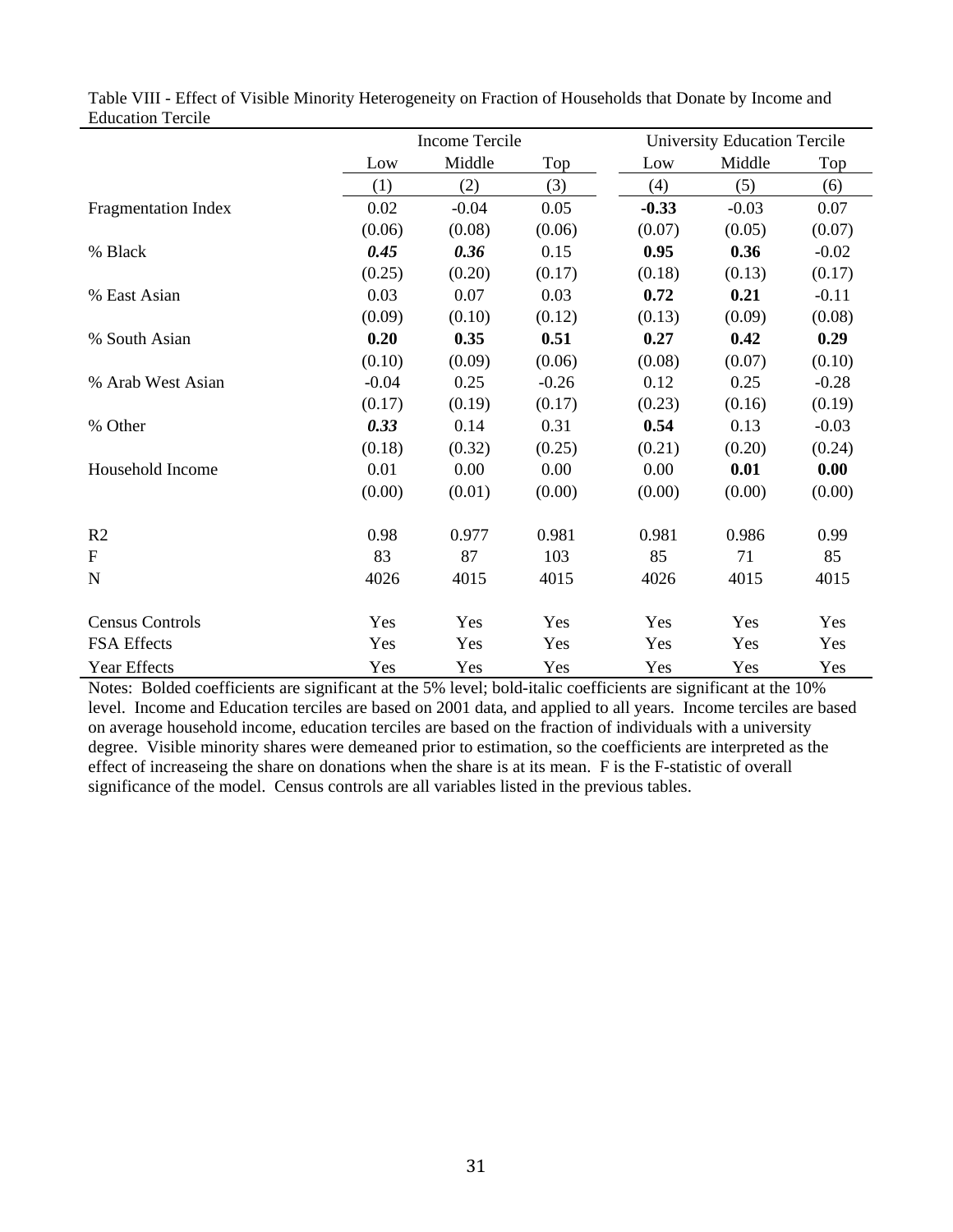Table VIII - Effect of Visible Minority Heterogeneity on Fraction of Households that Donate by Income and Education Tercile

| | Income Tercile | | | University Education Tercile | | |
|---|---|---|---|---|---|---|
| | Low | Middle | Top | Low | Middle | Top |
| | (1) | (2) | (3) | (4) | (5) | (6) |
| Fragmentation Index | 0.02 | -0.04 | 0.05 | **-0.33** | -0.03 | 0.07 |
| | (0.06) | (0.08) | (0.06) | (0.07) | (0.05) | (0.07) |
| % Black | ***0.45*** | ***0.36*** | 0.15 | **0.95** | **0.36** | -0.02 |
| | (0.25) | (0.20) | (0.17) | (0.18) | (0.13) | (0.17) |
| % East Asian | 0.03 | 0.07 | 0.03 | **0.72** | **0.21** | -0.11 |
| | (0.09) | (0.10) | (0.12) | (0.13) | (0.09) | (0.08) |
| % South Asian | **0.20** | **0.35** | **0.51** | **0.27** | **0.42** | **0.29** |
| | (0.10) | (0.09) | (0.06) | (0.08) | (0.07) | (0.10) |
| % Arab West Asian | -0.04 | 0.25 | -0.26 | 0.12 | 0.25 | -0.28 |
| | (0.17) | (0.19) | (0.17) | (0.23) | (0.16) | (0.19) |
| % Other | ***0.33*** | 0.14 | 0.31 | **0.54** | 0.13 | -0.03 |
| | (0.18) | (0.32) | (0.25) | (0.21) | (0.20) | (0.24) |
| Household Income | 0.01 | 0.00 | 0.00 | 0.00 | **0.01** | **0.00** |
| | (0.00) | (0.01) | (0.00) | (0.00) | (0.00) | (0.00) |
| $R^2$ | 0.98 | 0.977 | 0.981 | 0.981 | 0.986 | 0.99 |
| F | 83 | 87 | 103 | 85 | 71 | 85 |
| N | 4026 | 4015 | 4015 | 4026 | 4015 | 4015 |
| Census Controls | Yes | Yes | Yes | Yes | Yes | Yes |
| FSA Effects | Yes | Yes | Yes | Yes | Yes | Yes |
| Year Effects | Yes | Yes | Yes | Yes | Yes | Yes |

Notes: Bolded coefficients are significant at the 5% level; bold-italic coefficients are significant at the 10% level. Income and Education terciles are based on 2001 data, and applied to all years. Income terciles are based on average household income, education terciles are based on the fraction of individuals with a university degree. Visible minority shares were demeaned prior to estimation, so the coefficients are interpreted as the effect of increaseing the share on donations when the share is at its mean. F is the F-statistic of overall significance of the model. Census controls are all variables listed in the previous tables.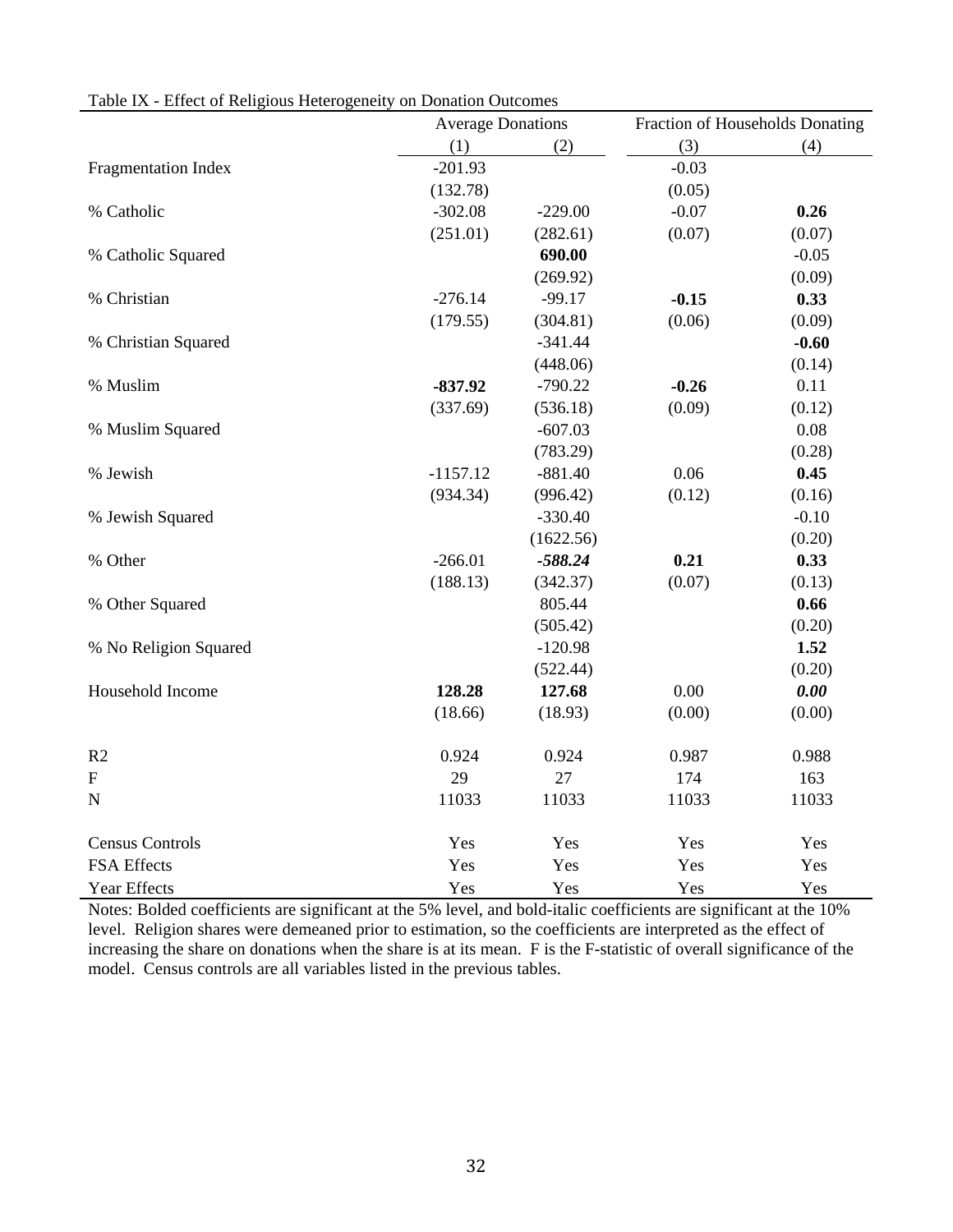Table IX - Effect of Religious Heterogeneity on Donation Outcomes

| | Average Donations | | Fraction of Households Donating | |
|---|---|---|---|---|
| | (1) | (2) | (3) | (4) |
| Fragmentation Index | -201.93 | | -0.03 | |
| | (132.78) | | (0.05) | |
| % Catholic | -302.08 | -229.00 | -0.07 | **0.26** |
| | (251.01) | (282.61) | (0.07) | (0.07) |
| % Catholic Squared | | **690.00** | | -0.05 |
| | | (269.92) | | (0.09) |
| % Christian | -276.14 | -99.17 | **-0.15** | **0.33** |
| | (179.55) | (304.81) | (0.06) | (0.09) |
| % Christian Squared | | -341.44 | | **-0.60** |
| | | (448.06) | | (0.14) |
| % Muslim | **-837.92** | -790.22 | **-0.26** | 0.11 |
| | (337.69) | (536.18) | (0.09) | (0.12) |
| % Muslim Squared | | -607.03 | | 0.08 |
| | | (783.29) | | (0.28) |
| % Jewish | -1157.12 | -881.40 | 0.06 | **0.45** |
| | (934.34) | (996.42) | (0.12) | (0.16) |
| % Jewish Squared | | -330.40 | | -0.10 |
| | | (1622.56) | | (0.20) |
| % Other | -266.01 | ***-588.24*** | **0.21** | **0.33** |
| | (188.13) | (342.37) | (0.07) | (0.13) |
| % Other Squared | | 805.44 | | **0.66** |
| | | (505.42) | | (0.20) |
| % No Religion Squared | | -120.98 | | **1.52** |
| | | (522.44) | | (0.20) |
| Household Income | **128.28** | **127.68** | 0.00 | ***0.00*** |
| | (18.66) | (18.93) | (0.00) | (0.00) |
| R2 | 0.924 | 0.924 | 0.987 | 0.988 |
| F | 29 | 27 | 174 | 163 |
| N | 11033 | 11033 | 11033 | 11033 |
| Census Controls | Yes | Yes | Yes | Yes |
| FSA Effects | Yes | Yes | Yes | Yes |
| Year Effects | Yes | Yes | Yes | Yes |

Notes: Bolded coefficients are significant at the 5% level, and bold-italic coefficients are significant at the 10% level. Religion shares were demeaned prior to estimation, so the coefficients are interpreted as the effect of increasing the share on donations when the share is at its mean. F is the F-statistic of overall significance of the model. Census controls are all variables listed in the previous tables.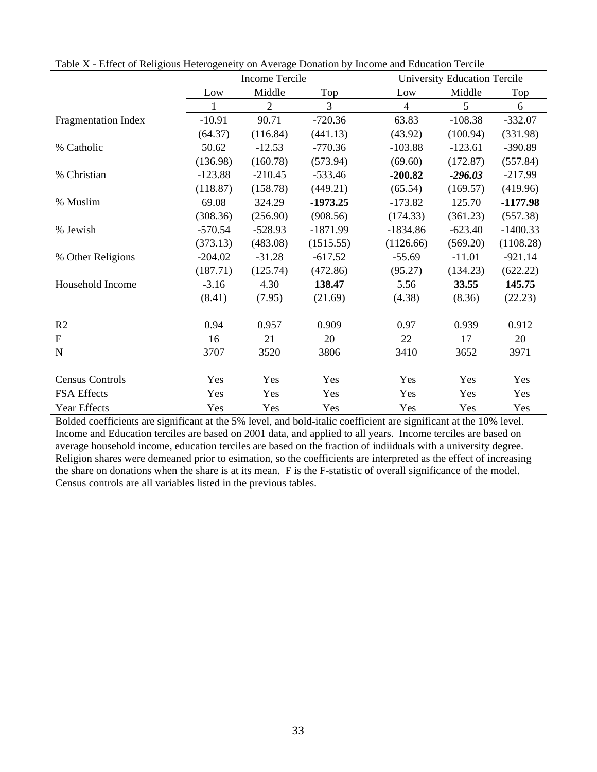Table X - Effect of Religious Heterogeneity on Average Donation by Income and Education Tercile

| | Income Tercile | | | University Education Tercile | | |
|---|---|---|---|---|---|---|
| | Low | Middle | Top | Low | Middle | Top |
| | 1 | 2 | 3 | 4 | 5 | 6 |
| Fragmentation Index | -10.91 | 90.71 | -720.36 | 63.83 | -108.38 | -332.07 |
| | (64.37) | (116.84) | (441.13) | (43.92) | (100.94) | (331.98) |
| % Catholic | 50.62 | -12.53 | -770.36 | -103.88 | -123.61 | -390.89 |
| | (136.98) | (160.78) | (573.94) | (69.60) | (172.87) | (557.84) |
| % Christian | -123.88 | -210.45 | -533.46 | **-200.82** | ***-296.03*** | -217.99 |
| | (118.87) | (158.78) | (449.21) | (65.54) | (169.57) | (419.96) |
| % Muslim | 69.08 | 324.29 | **-1973.25** | -173.82 | 125.70 | **-1177.98** |
| | (308.36) | (256.90) | (908.56) | (174.33) | (361.23) | (557.38) |
| % Jewish | -570.54 | -528.93 | -1871.99 | -1834.86 | -623.40 | -1400.33 |
| | (373.13) | (483.08) | (1515.55) | (1126.66) | (569.20) | (1108.28) |
| % Other Religions | -204.02 | -31.28 | -617.52 | -55.69 | -11.01 | -921.14 |
| | (187.71) | (125.74) | (472.86) | (95.27) | (134.23) | (622.22) |
| Household Income | -3.16 | 4.30 | **138.47** | 5.56 | **33.55** | **145.75** |
| | (8.41) | (7.95) | (21.69) | (4.38) | (8.36) | (22.23) |
| R2 | 0.94 | 0.957 | 0.909 | 0.97 | 0.939 | 0.912 |
| F | 16 | 21 | 20 | 22 | 17 | 20 |
| N | 3707 | 3520 | 3806 | 3410 | 3652 | 3971 |
| Census Controls | Yes | Yes | Yes | Yes | Yes | Yes |
| FSA Effects | Yes | Yes | Yes | Yes | Yes | Yes |
| Year Effects | Yes | Yes | Yes | Yes | Yes | Yes |

Bolded coefficients are significant at the 5% level, and bold-italic coefficient are significant at the 10% level. Income and Education terciles are based on 2001 data, and applied to all years. Income terciles are based on average household income, education terciles are based on the fraction of indiiduals with a university degree. Religion shares were demeaned prior to esimation, so the coefficients are interpreted as the effect of increasing the share on donations when the share is at its mean. F is the F-statistic of overall significance of the model. Census controls are all variables listed in the previous tables.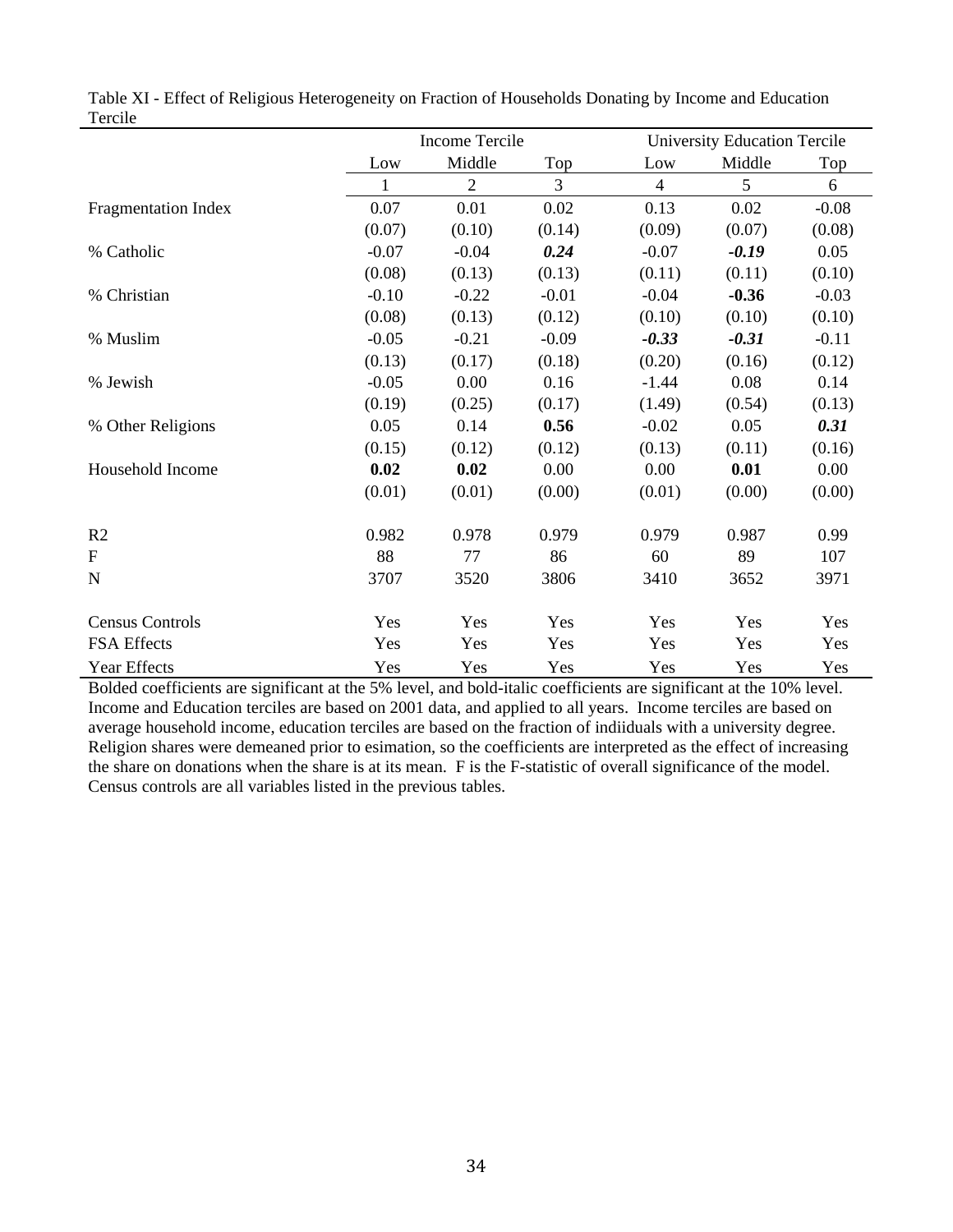Table XI - Effect of Religious Heterogeneity on Fraction of Households Donating by Income and Education Tercile

| | Income Tercile | | | University Education Tercile | | |
|---|---|---|---|---|---|---|
| | Low | Middle | Top | Low | Middle | Top |
| | 1 | 2 | 3 | 4 | 5 | 6 |
| Fragmentation Index | 0.07 | 0.01 | 0.02 | 0.13 | 0.02 | -0.08 |
| | (0.07) | (0.10) | (0.14) | (0.09) | (0.07) | (0.08) |
| % Catholic | -0.07 | -0.04 | ***0.24*** | -0.07 | ***-0.19*** | 0.05 |
| | (0.08) | (0.13) | (0.13) | (0.11) | (0.11) | (0.10) |
| % Christian | -0.10 | -0.22 | -0.01 | -0.04 | **-0.36** | -0.03 |
| | (0.08) | (0.13) | (0.12) | (0.10) | (0.10) | (0.10) |
| % Muslim | -0.05 | -0.21 | -0.09 | ***-0.33*** | ***-0.31*** | -0.11 |
| | (0.13) | (0.17) | (0.18) | (0.20) | (0.16) | (0.12) |
| % Jewish | -0.05 | 0.00 | 0.16 | -1.44 | 0.08 | 0.14 |
| | (0.19) | (0.25) | (0.17) | (1.49) | (0.54) | (0.13) |
| % Other Religions | 0.05 | 0.14 | **0.56** | -0.02 | 0.05 | ***0.31*** |
| | (0.15) | (0.12) | (0.12) | (0.13) | (0.11) | (0.16) |
| Household Income | **0.02** | **0.02** | 0.00 | 0.00 | **0.01** | 0.00 |
| | (0.01) | (0.01) | (0.00) | (0.01) | (0.00) | (0.00) |
| | | | | | | |
| R2 | 0.982 | 0.978 | 0.979 | 0.979 | 0.987 | 0.99 |
| F | 88 | 77 | 86 | 60 | 89 | 107 |
| N | 3707 | 3520 | 3806 | 3410 | 3652 | 3971 |
| | | | | | | |
| Census Controls | Yes | Yes | Yes | Yes | Yes | Yes |
| FSA Effects | Yes | Yes | Yes | Yes | Yes | Yes |
| Year Effects | Yes | Yes | Yes | Yes | Yes | Yes |

Bolded coefficients are significant at the 5% level, and bold-italic coefficients are significant at the 10% level. Income and Education terciles are based on 2001 data, and applied to all years. Income terciles are based on average household income, education terciles are based on the fraction of indiiduals with a university degree. Religion shares were demeaned prior to esimation, so the coefficients are interpreted as the effect of increasing the share on donations when the share is at its mean. F is the F-statistic of overall significance of the model. Census controls are all variables listed in the previous tables.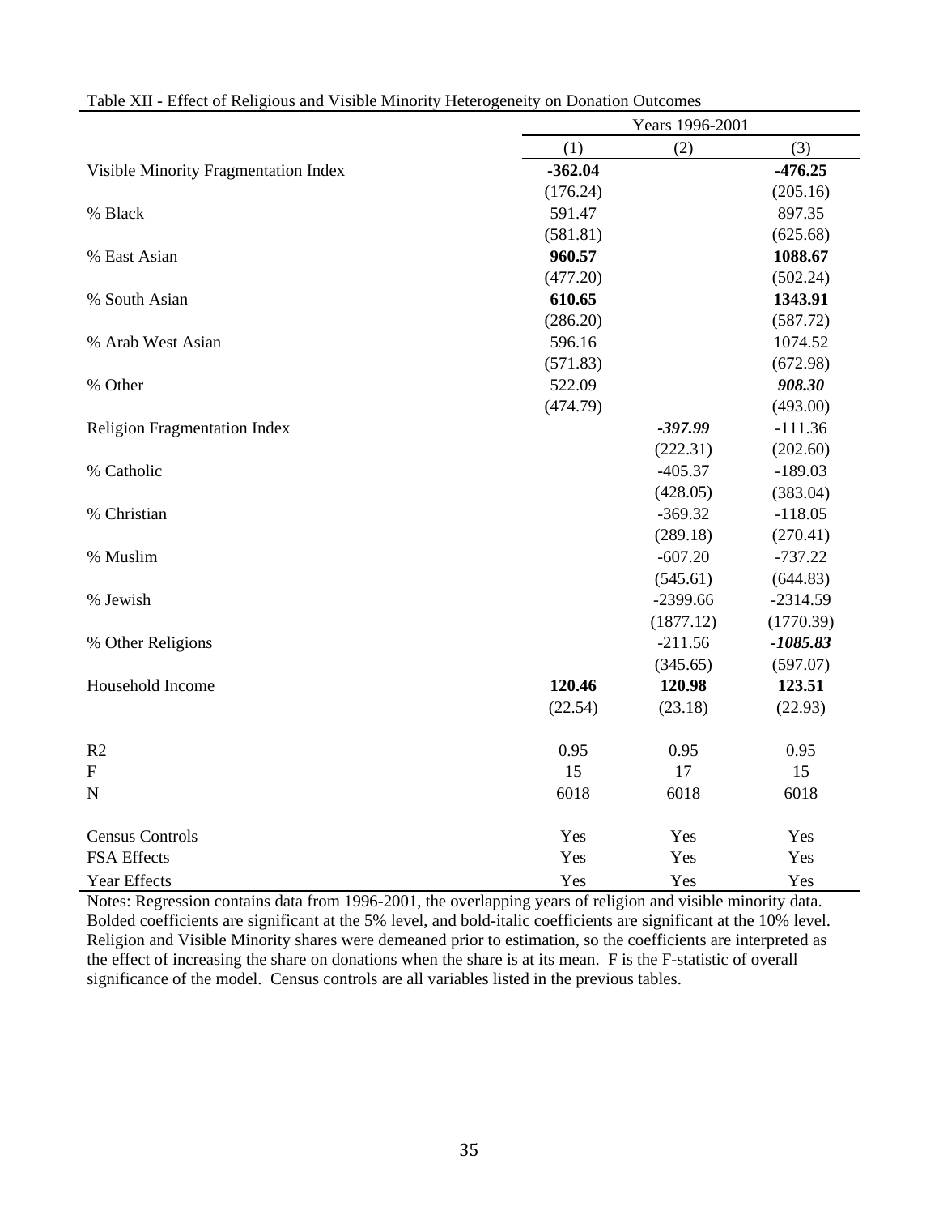Table XII - Effect of Religious and Visible Minority Heterogeneity on Donation Outcomes

| | Years 1996-2001 | | |
|---|---|---|---|
| | (1) | (2) | (3) |
| Visible Minority Fragmentation Index | **-362.04** | | **-476.25** |
| | (176.24) | | (205.16) |
| % Black | 591.47 | | 897.35 |
| | (581.81) | | (625.68) |
| % East Asian | **960.57** | | **1088.67** |
| | (477.20) | | (502.24) |
| % South Asian | **610.65** | | **1343.91** |
| | (286.20) | | (587.72) |
| % Arab West Asian | 596.16 | | 1074.52 |
| | (571.83) | | (672.98) |
| % Other | 522.09 | | ***908.30*** |
| | (474.79) | | (493.00) |
| Religion Fragmentation Index | | ***-397.99*** | -111.36 |
| | | (222.31) | (202.60) |
| % Catholic | | -405.37 | -189.03 |
| | | (428.05) | (383.04) |
| % Christian | | -369.32 | -118.05 |
| | | (289.18) | (270.41) |
| % Muslim | | -607.20 | -737.22 |
| | | (545.61) | (644.83) |
| % Jewish | | -2399.66 | -2314.59 |
| | | (1877.12) | (1770.39) |
| % Other Religions | | -211.56 | ***-1085.83*** |
| | | (345.65) | (597.07) |
| Household Income | **120.46** | **120.98** | **123.51** |
| | (22.54) | (23.18) | (22.93) |
| R2 | 0.95 | 0.95 | 0.95 |
| F | 15 | 17 | 15 |
| N | 6018 | 6018 | 6018 |
| Census Controls | Yes | Yes | Yes |
| FSA Effects | Yes | Yes | Yes |
| Year Effects | Yes | Yes | Yes |

Notes: Regression contains data from 1996-2001, the overlapping years of religion and visible minority data. Bolded coefficients are significant at the 5% level, and bold-italic coefficients are significant at the 10% level. Religion and Visible Minority shares were demeaned prior to estimation, so the coefficients are interpreted as the effect of increasing the share on donations when the share is at its mean. F is the F-statistic of overall significance of the model. Census controls are all variables listed in the previous tables.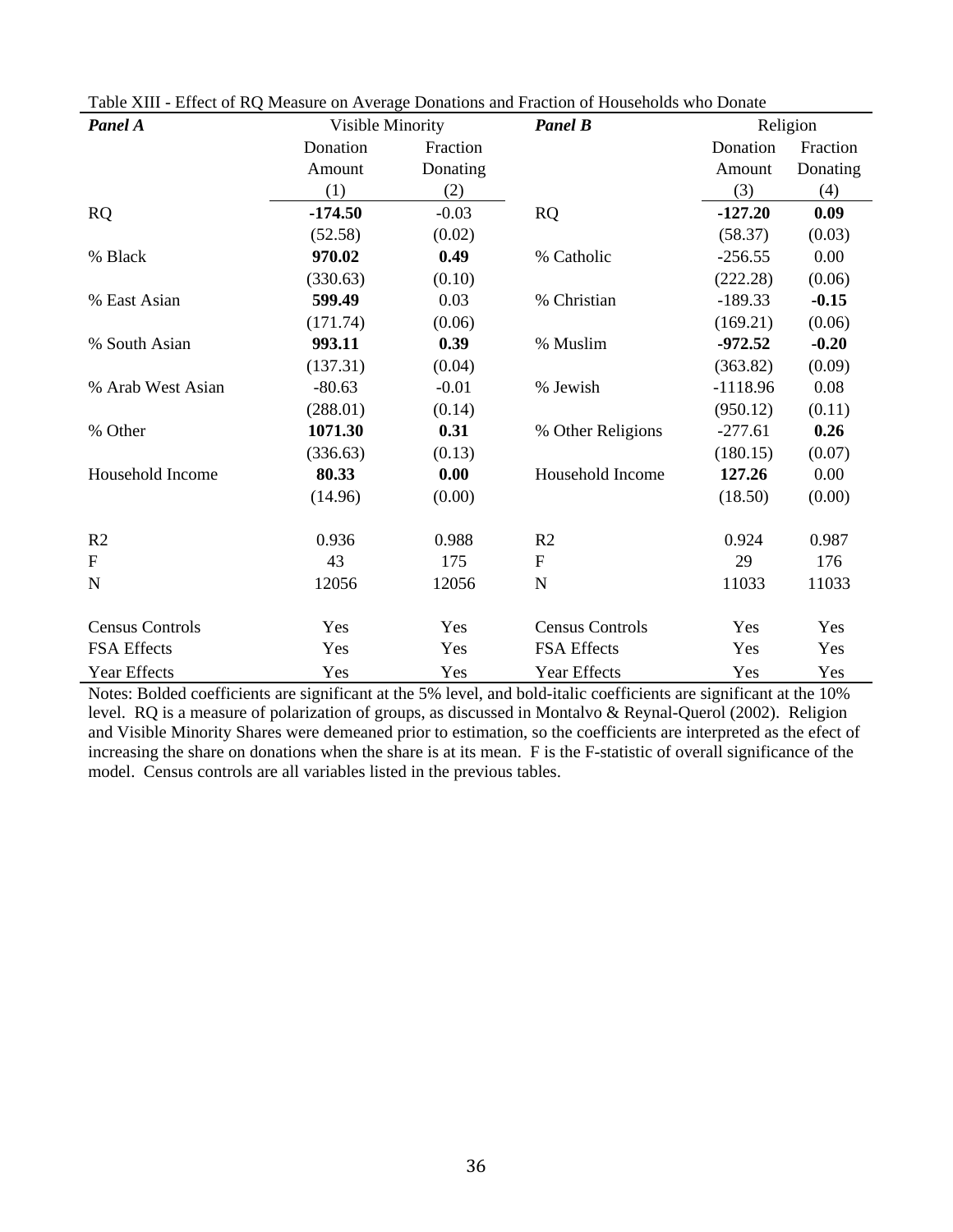Table XIII - Effect of RQ Measure on Average Donations and Fraction of Households who Donate

| ***Panel A*** | Visible Minority | | ***Panel B*** | Religion | |
|---|---|---|---|---|---|
| | Donation Amount | Fraction Donating | | Donation Amount | Fraction Donating |
| | (1) | (2) | | (3) | (4) |
| RQ | **-174.50** | -0.03 | RQ | **-127.20** | **0.09** |
| | (52.58) | (0.02) | | (58.37) | (0.03) |
| % Black | **970.02** | **0.49** | % Catholic | -256.55 | 0.00 |
| | (330.63) | (0.10) | | (222.28) | (0.06) |
| % East Asian | **599.49** | 0.03 | % Christian | -189.33 | **-0.15** |
| | (171.74) | (0.06) | | (169.21) | (0.06) |
| % South Asian | **993.11** | **0.39** | % Muslim | **-972.52** | **-0.20** |
| | (137.31) | (0.04) | | (363.82) | (0.09) |
| % Arab West Asian | -80.63 | -0.01 | % Jewish | -1118.96 | 0.08 |
| | (288.01) | (0.14) | | (950.12) | (0.11) |
| % Other | **1071.30** | **0.31** | % Other Religions | -277.61 | **0.26** |
| | (336.63) | (0.13) | | (180.15) | (0.07) |
| Household Income | **80.33** | **0.00** | Household Income | **127.26** | 0.00 |
| | (14.96) | (0.00) | | (18.50) | (0.00) |
| R2 | 0.936 | 0.988 | R2 | 0.924 | 0.987 |
| F | 43 | 175 | F | 29 | 176 |
| N | 12056 | 12056 | N | 11033 | 11033 |
| Census Controls | Yes | Yes | Census Controls | Yes | Yes |
| FSA Effects | Yes | Yes | FSA Effects | Yes | Yes |
| Year Effects | Yes | Yes | Year Effects | Yes | Yes |

Notes: Bolded coefficients are significant at the 5% level, and bold-italic coefficients are significant at the 10% level. RQ is a measure of polarization of groups, as discussed in Montalvo & Reynal-Querol (2002). Religion and Visible Minority Shares were demeaned prior to estimation, so the coefficients are interpreted as the efect of increasing the share on donations when the share is at its mean. F is the F-statistic of overall significance of the model. Census controls are all variables listed in the previous tables.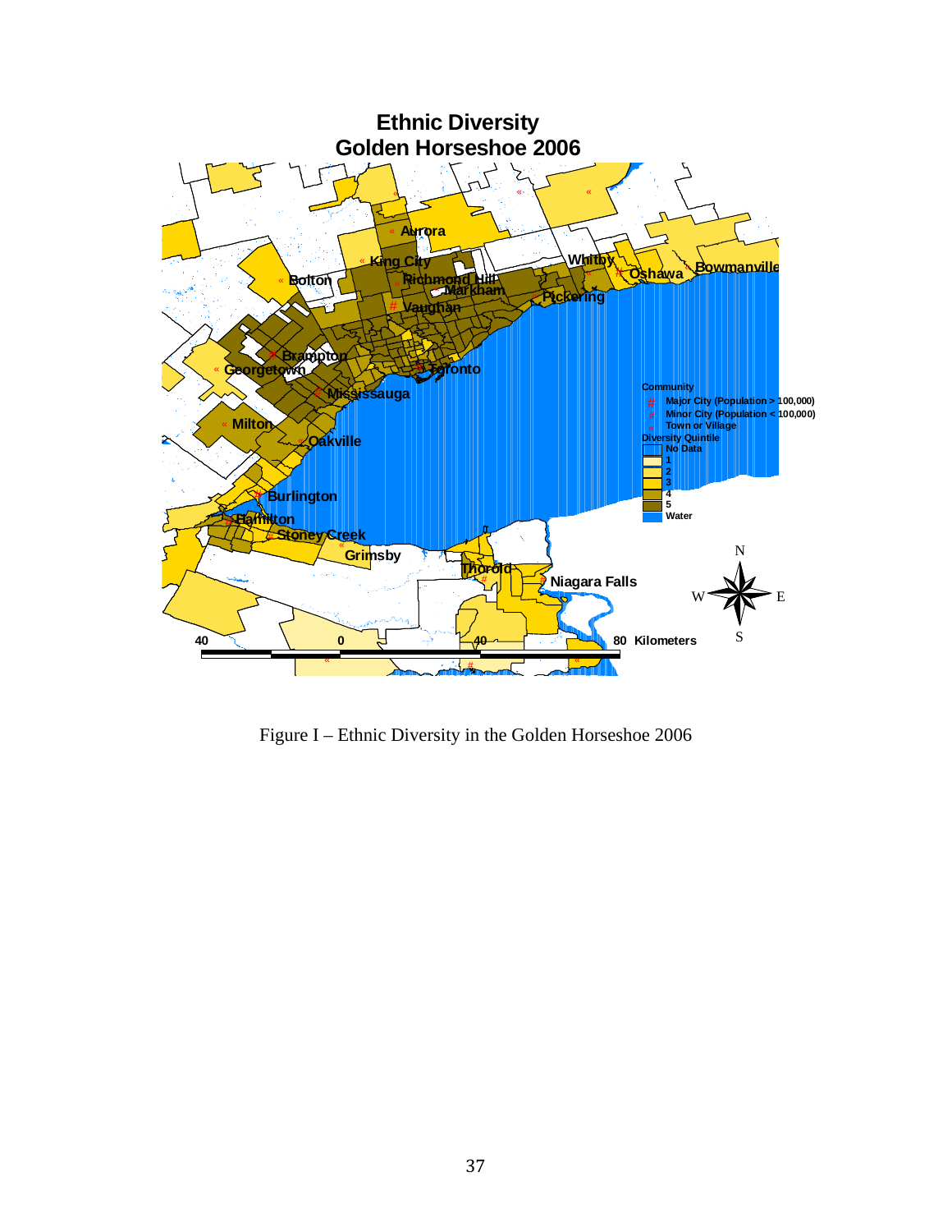Figure I – Ethnic Diversity in the Golden Horseshoe 2006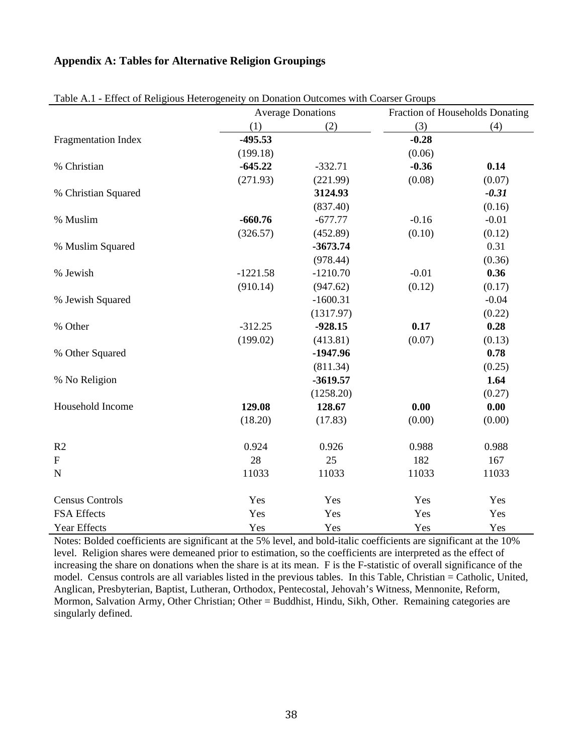## Appendix A: Tables for Alternative Religion Groupings

Table A.1 - Effect of Religious Heterogeneity on Donation Outcomes with Coarser Groups

| | Average Donations | | Fraction of Households Donating | |
|---|---|---|---|---|
| | (1) | (2) | (3) | (4) |
| Fragmentation Index | **-495.53** | | **-0.28** | |
| | (199.18) | | (0.06) | |
| % Christian | **-645.22** | -332.71 | **-0.36** | **0.14** |
| | (271.93) | (221.99) | (0.08) | (0.07) |
| % Christian Squared | | **3124.93** | | ***-0.31*** |
| | | (837.40) | | (0.16) |
| % Muslim | **-660.76** | -677.77 | -0.16 | -0.01 |
| | (326.57) | (452.89) | (0.10) | (0.12) |
| % Muslim Squared | | **-3673.74** | | 0.31 |
| | | (978.44) | | (0.36) |
| % Jewish | -1221.58 | -1210.70 | -0.01 | **0.36** |
| | (910.14) | (947.62) | (0.12) | (0.17) |
| % Jewish Squared | | -1600.31 | | -0.04 |
| | | (1317.97) | | (0.22) |
| % Other | -312.25 | **-928.15** | **0.17** | **0.28** |
| | (199.02) | (413.81) | (0.07) | (0.13) |
| % Other Squared | | **-1947.96** | | **0.78** |
| | | (811.34) | | (0.25) |
| % No Religion | | **-3619.57** | | **1.64** |
| | | (1258.20) | | (0.27) |
| Household Income | **129.08** | **128.67** | **0.00** | **0.00** |
| | (18.20) | (17.83) | (0.00) | (0.00) |
| R2 | 0.924 | 0.926 | 0.988 | 0.988 |
| F | 28 | 25 | 182 | 167 |
| N | 11033 | 11033 | 11033 | 11033 |
| Census Controls | Yes | Yes | Yes | Yes |
| FSA Effects | Yes | Yes | Yes | Yes |
| Year Effects | Yes | Yes | Yes | Yes |

Notes: Bolded coefficients are significant at the 5% level, and bold-italic coefficients are significant at the 10% level. Religion shares were demeaned prior to estimation, so the coefficients are interpreted as the effect of increasing the share on donations when the share is at its mean. F is the F-statistic of overall significance of the model. Census controls are all variables listed in the previous tables. In this Table, Christian = Catholic, United, Anglican, Presbyterian, Baptist, Lutheran, Orthodox, Pentecostal, Jehovah's Witness, Mennonite, Reform, Mormon, Salvation Army, Other Christian; Other = Buddhist, Hindu, Sikh, Other. Remaining categories are singularly defined.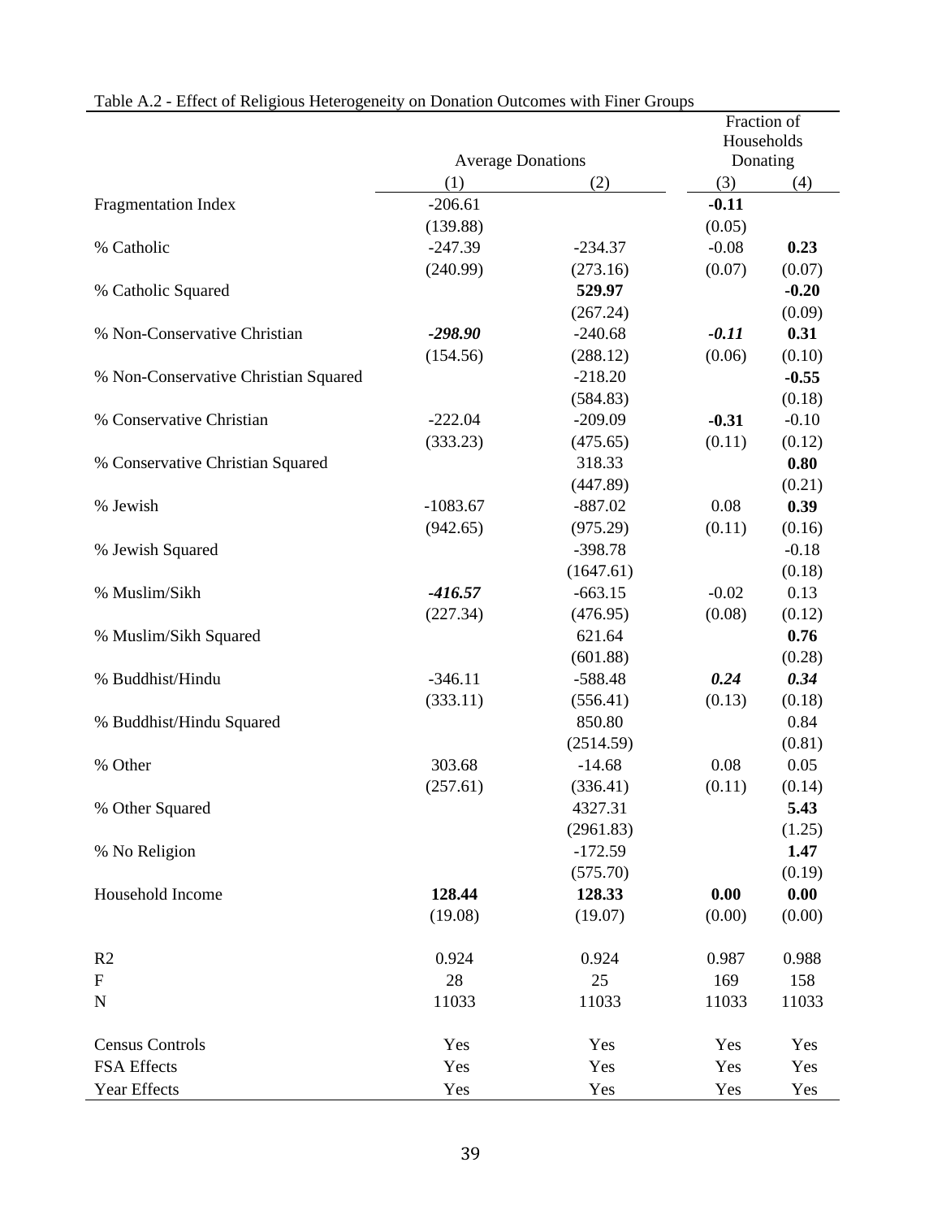Table A.2 - Effect of Religious Heterogeneity on Donation Outcomes with Finer Groups

| | Average Donations | | Fraction of Households Donating | |
|---|---|---|---|---|
| | (1) | (2) | (3) | (4) |
| Fragmentation Index | -206.61 | | **-0.11** | |
| | (139.88) | | (0.05) | |
| % Catholic | -247.39 | -234.37 | -0.08 | **0.23** |
| | (240.99) | (273.16) | (0.07) | (0.07) |
| % Catholic Squared | | **529.97** | | **-0.20** |
| | | (267.24) | | (0.09) |
| % Non-Conservative Christian | ***-298.90*** | -240.68 | ***-0.11*** | **0.31** |
| | (154.56) | (288.12) | (0.06) | (0.10) |
| % Non-Conservative Christian Squared | | -218.20 | | **-0.55** |
| | | (584.83) | | (0.18) |
| % Conservative Christian | -222.04 | -209.09 | **-0.31** | -0.10 |
| | (333.23) | (475.65) | (0.11) | (0.12) |
| % Conservative Christian Squared | | 318.33 | | **0.80** |
| | | (447.89) | | (0.21) |
| % Jewish | -1083.67 | -887.02 | 0.08 | **0.39** |
| | (942.65) | (975.29) | (0.11) | (0.16) |
| % Jewish Squared | | -398.78 | | -0.18 |
| | | (1647.61) | | (0.18) |
| % Muslim/Sikh | ***-416.57*** | -663.15 | -0.02 | 0.13 |
| | (227.34) | (476.95) | (0.08) | (0.12) |
| % Muslim/Sikh Squared | | 621.64 | | **0.76** |
| | | (601.88) | | (0.28) |
| % Buddhist/Hindu | -346.11 | -588.48 | ***0.24*** | ***0.34*** |
| | (333.11) | (556.41) | (0.13) | (0.18) |
| % Buddhist/Hindu Squared | | 850.80 | | 0.84 |
| | | (2514.59) | | (0.81) |
| % Other | 303.68 | -14.68 | 0.08 | 0.05 |
| | (257.61) | (336.41) | (0.11) | (0.14) |
| % Other Squared | | 4327.31 | | **5.43** |
| | | (2961.83) | | (1.25) |
| % No Religion | | -172.59 | | **1.47** |
| | | (575.70) | | (0.19) |
| Household Income | **128.44** | **128.33** | **0.00** | **0.00** |
| | (19.08) | (19.07) | (0.00) | (0.00) |
| $R^2$ | 0.924 | 0.924 | 0.987 | 0.988 |
| F | 28 | 25 | 169 | 158 |
| N | 11033 | 11033 | 11033 | 11033 |
| Census Controls | Yes | Yes | Yes | Yes |
| FSA Effects | Yes | Yes | Yes | Yes |
| Year Effects | Yes | Yes | Yes | Yes |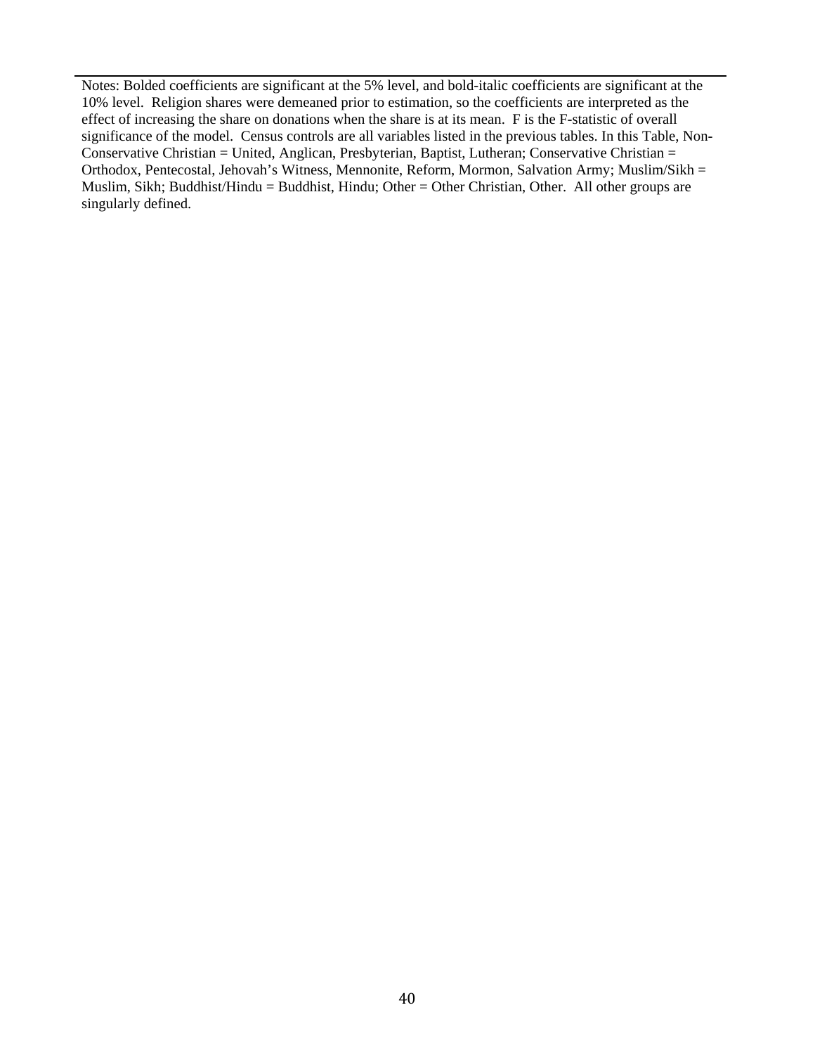Notes: Bolded coefficients are significant at the 5% level, and bold-italic coefficients are significant at the 10% level. Religion shares were demeaned prior to estimation, so the coefficients are interpreted as the effect of increasing the share on donations when the share is at its mean. F is the F-statistic of overall significance of the model. Census controls are all variables listed in the previous tables. In this Table, Non-Conservative Christian = United, Anglican, Presbyterian, Baptist, Lutheran; Conservative Christian = Orthodox, Pentecostal, Jehovah's Witness, Mennonite, Reform, Mormon, Salvation Army; Muslim/Sikh = Muslim, Sikh; Buddhist/Hindu = Buddhist, Hindu; Other = Other Christian, Other. All other groups are singularly defined.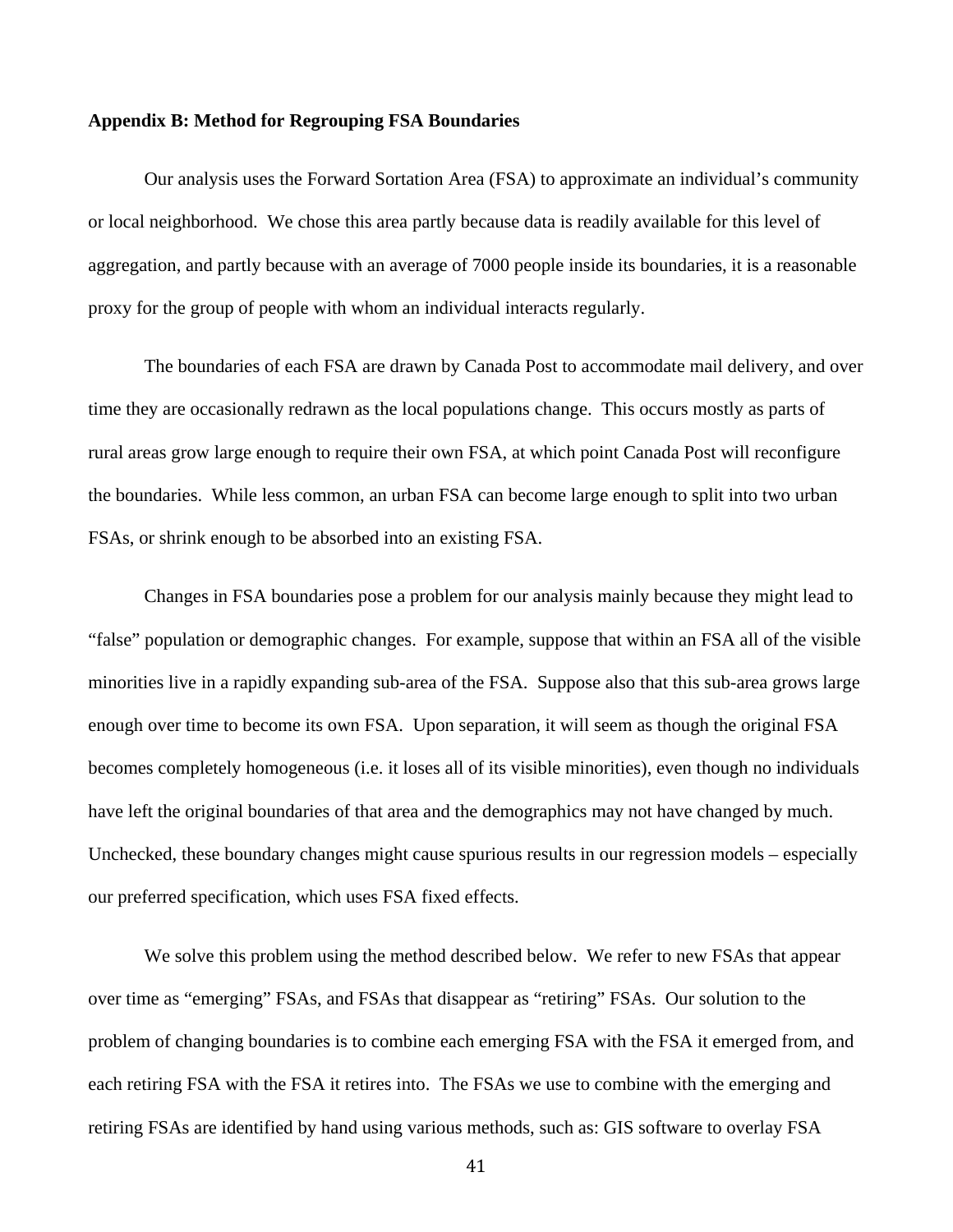## Appendix B: Method for Regrouping FSA Boundaries

Our analysis uses the Forward Sortation Area (FSA) to approximate an individual's community or local neighborhood. We chose this area partly because data is readily available for this level of aggregation, and partly because with an average of 7000 people inside its boundaries, it is a reasonable proxy for the group of people with whom an individual interacts regularly.

The boundaries of each FSA are drawn by Canada Post to accommodate mail delivery, and over time they are occasionally redrawn as the local populations change. This occurs mostly as parts of rural areas grow large enough to require their own FSA, at which point Canada Post will reconfigure the boundaries. While less common, an urban FSA can become large enough to split into two urban FSAs, or shrink enough to be absorbed into an existing FSA.

Changes in FSA boundaries pose a problem for our analysis mainly because they might lead to "false" population or demographic changes. For example, suppose that within an FSA all of the visible minorities live in a rapidly expanding sub-area of the FSA. Suppose also that this sub-area grows large enough over time to become its own FSA. Upon separation, it will seem as though the original FSA becomes completely homogeneous (i.e. it loses all of its visible minorities), even though no individuals have left the original boundaries of that area and the demographics may not have changed by much. Unchecked, these boundary changes might cause spurious results in our regression models – especially our preferred specification, which uses FSA fixed effects.

We solve this problem using the method described below. We refer to new FSAs that appear over time as "emerging" FSAs, and FSAs that disappear as "retiring" FSAs. Our solution to the problem of changing boundaries is to combine each emerging FSA with the FSA it emerged from, and each retiring FSA with the FSA it retires into. The FSAs we use to combine with the emerging and retiring FSAs are identified by hand using various methods, such as: GIS software to overlay FSA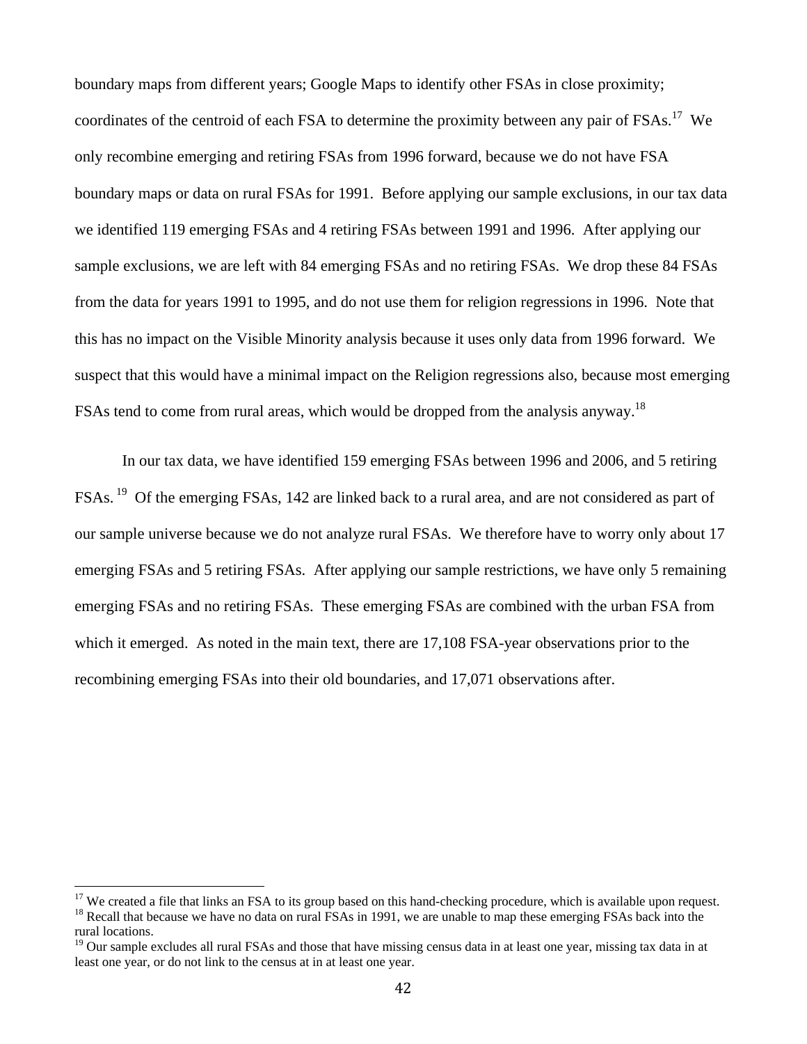boundary maps from different years; Google Maps to identify other FSAs in close proximity; coordinates of the centroid of each FSA to determine the proximity between any pair of FSAs.[17] We only recombine emerging and retiring FSAs from 1996 forward, because we do not have FSA boundary maps or data on rural FSAs for 1991. Before applying our sample exclusions, in our tax data we identified 119 emerging FSAs and 4 retiring FSAs between 1991 and 1996. After applying our sample exclusions, we are left with 84 emerging FSAs and no retiring FSAs. We drop these 84 FSAs from the data for years 1991 to 1995, and do not use them for religion regressions in 1996. Note that this has no impact on the Visible Minority analysis because it uses only data from 1996 forward. We suspect that this would have a minimal impact on the Religion regressions also, because most emerging FSAs tend to come from rural areas, which would be dropped from the analysis anyway.[18]

In our tax data, we have identified 159 emerging FSAs between 1996 and 2006, and 5 retiring FSAs.[19] Of the emerging FSAs, 142 are linked back to a rural area, and are not considered as part of our sample universe because we do not analyze rural FSAs. We therefore have to worry only about 17 emerging FSAs and 5 retiring FSAs. After applying our sample restrictions, we have only 5 remaining emerging FSAs and no retiring FSAs. These emerging FSAs are combined with the urban FSA from which it emerged. As noted in the main text, there are 17,108 FSA-year observations prior to the recombining emerging FSAs into their old boundaries, and 17,071 observations after.

---

[17] We created a file that links an FSA to its group based on this hand-checking procedure, which is available upon request.

[18] Recall that because we have no data on rural FSAs in 1991, we are unable to map these emerging FSAs back into the rural locations.

[19] Our sample excludes all rural FSAs and those that have missing census data in at least one year, missing tax data in at least one year, or do not link to the census at in at least one year.